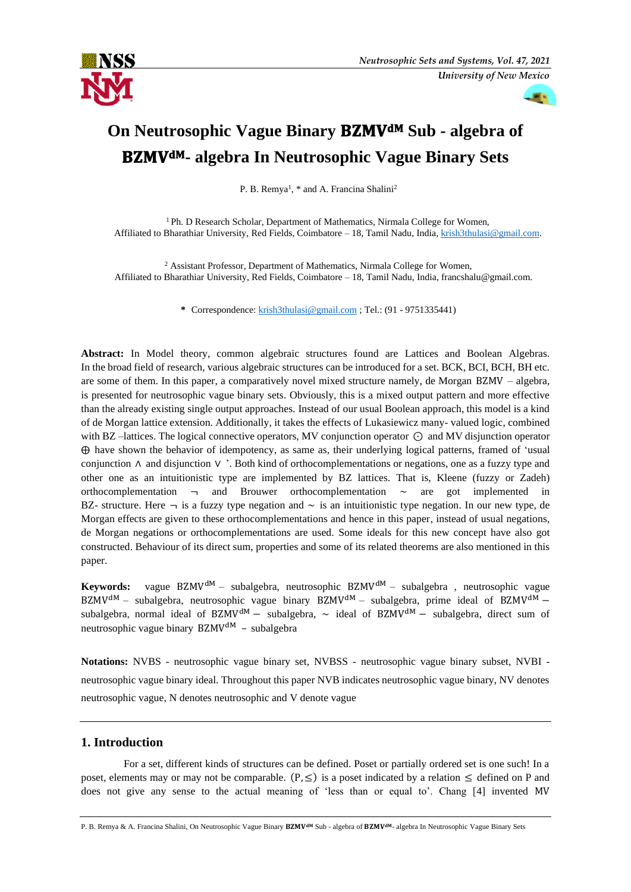# On Neutrosophic Vague Binary $\mathbf{BZMV^{dM}}$ Sub - algebra of $\mathbf{BZMV^{dM}}$- algebra In Neutrosophic Vague Binary Sets

P. B. Remya[1], * and A. Francina Shalini[2]

[1] Ph. D Research Scholar, Department of Mathematics, Nirmala College for Women, Affiliated to Bharathiar University, Red Fields, Coimbatore – 18, Tamil Nadu, India, krish3thulasi@gmail.com.

[2] Assistant Professor, Department of Mathematics, Nirmala College for Women, Affiliated to Bharathiar University, Red Fields, Coimbatore – 18, Tamil Nadu, India, francshalu@gmail.com.

**\*** Correspondence: krish3thulasi@gmail.com ; Tel.: (91 - 9751335441)

**Abstract:** In Model theory, common algebraic structures found are Lattices and Boolean Algebras. In the broad field of research, various algebraic structures can be introduced for a set. BCK, BCI, BCH, BH etc. are some of them. In this paper, a comparatively novel mixed structure namely, de Morgan BZMV – algebra, is presented for neutrosophic vague binary sets. Obviously, this is a mixed output pattern and more effective than the already existing single output approaches. Instead of our usual Boolean approach, this model is a kind of de Morgan lattice extension. Additionally, it takes the effects of Lukasiewicz many- valued logic, combined with BZ –lattices. The logical connective operators, MV conjunction operator $\odot$ and MV disjunction operator $\oplus$ have shown the behavior of idempotency, as same as, their underlying logical patterns, framed of 'usual conjunction $\wedge$ and disjunction $\vee$ '. Both kind of orthocomplementations or negations, one as a fuzzy type and other one as an intuitionistic type are implemented by BZ lattices. That is, Kleene (fuzzy or Zadeh) orthocomplementation $\neg$ and Brouwer orthocomplementation $\sim$ are got implemented in BZ- structure. Here $\neg$ is a fuzzy type negation and $\sim$ is an intuitionistic type negation. In our new type, de Morgan effects are given to these orthocomplementations and hence in this paper, instead of usual negations, de Morgan negations or orthocomplementations are used. Some ideals for this new concept have also got constructed. Behaviour of its direct sum, properties and some of its related theorems are also mentioned in this paper.

**Keywords:** vague $\mathrm{BZMV^{dM}}$ – subalgebra, neutrosophic $\mathrm{BZMV^{dM}}$ – subalgebra , neutrosophic vague $\mathrm{BZMV^{dM}}$ – subalgebra, neutrosophic vague binary $\mathrm{BZMV^{dM}}$ – subalgebra, prime ideal of $\mathrm{BZMV^{dM}}$ – subalgebra, normal ideal of $\mathrm{BZMV^{dM}}$ – subalgebra, $\sim$ ideal of $\mathrm{BZMV^{dM}}$ – subalgebra, direct sum of neutrosophic vague binary $\mathrm{BZMV^{dM}}$ – subalgebra

**Notations:** NVBS - neutrosophic vague binary set, NVBSS - neutrosophic vague binary subset, NVBI - neutrosophic vague binary ideal. Throughout this paper NVB indicates neutrosophic vague binary, NV denotes neutrosophic vague, N denotes neutrosophic and V denote vague

## 1. Introduction

For a set, different kinds of structures can be defined. Poset or partially ordered set is one such! In a poset, elements may or may not be comparable. $(P, \leq)$ is a poset indicated by a relation $\leq$ defined on P and does not give any sense to the actual meaning of 'less than or equal to'. Chang [4] invented MV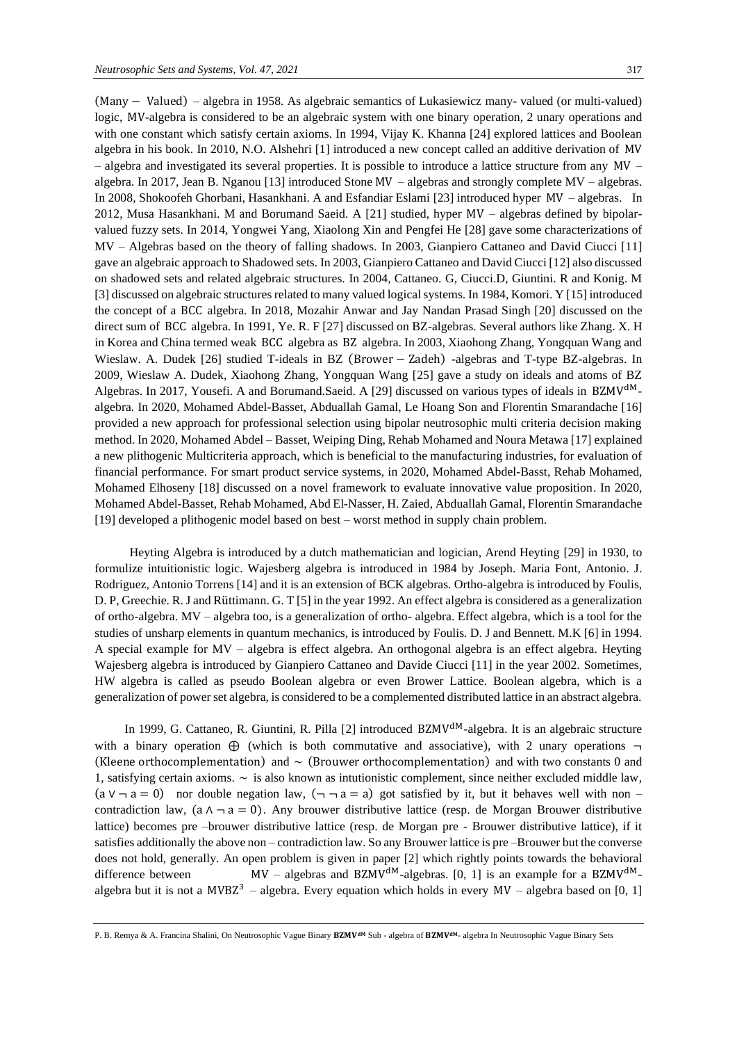(Many − Valued) – algebra in 1958. As algebraic semantics of Lukasiewicz many- valued (or multi-valued) logic, MV-algebra is considered to be an algebraic system with one binary operation, 2 unary operations and with one constant which satisfy certain axioms. In 1994, Vijay K. Khanna [24] explored lattices and Boolean algebra in his book. In 2010, N.O. Alshehri [1] introduced a new concept called an additive derivation of MV – algebra and investigated its several properties. It is possible to introduce a lattice structure from any MV – algebra. In 2017, Jean B. Nganou [13] introduced Stone MV – algebras and strongly complete MV – algebras. In 2008, Shokoofeh Ghorbani, Hasankhani. A and Esfandiar Eslami [23] introduced hyper MV – algebras. In 2012, Musa Hasankhani. M and Borumand Saeid. A [21] studied, hyper MV – algebras defined by bipolar-valued fuzzy sets. In 2014, Yongwei Yang, Xiaolong Xin and Pengfei He [28] gave some characterizations of MV – Algebras based on the theory of falling shadows. In 2003, Gianpiero Cattaneo and David Ciucci [11] gave an algebraic approach to Shadowed sets. In 2003, Gianpiero Cattaneo and David Ciucci [12] also discussed on shadowed sets and related algebraic structures. In 2004, Cattaneo. G, Ciucci.D, Giuntini. R and Konig. M [3] discussed on algebraic structures related to many valued logical systems. In 1984, Komori. Y [15] introduced the concept of a BCC algebra. In 2018, Mozahir Anwar and Jay Nandan Prasad Singh [20] discussed on the direct sum of BCC algebra. In 1991, Ye. R. F [27] discussed on BZ-algebras. Several authors like Zhang. X. H in Korea and China termed weak BCC algebra as BZ algebra. In 2003, Xiaohong Zhang, Yongquan Wang and Wieslaw. A. Dudek [26] studied T-ideals in BZ (Brower − Zadeh) -algebras and T-type BZ-algebras. In 2009, Wieslaw A. Dudek, Xiaohong Zhang, Yongquan Wang [25] gave a study on ideals and atoms of BZ Algebras. In 2017, Yousefi. A and Borumand.Saeid. A [29] discussed on various types of ideals in $BZMV^{dM}$-algebra. In 2020, Mohamed Abdel-Basset, Abduallah Gamal, Le Hoang Son and Florentin Smarandache [16] provided a new approach for professional selection using bipolar neutrosophic multi criteria decision making method. In 2020, Mohamed Abdel – Basset, Weiping Ding, Rehab Mohamed and Noura Metawa [17] explained a new plithogenic Multicriteria approach, which is beneficial to the manufacturing industries, for evaluation of financial performance. For smart product service systems, in 2020, Mohamed Abdel-Basst, Rehab Mohamed, Mohamed Elhoseny [18] discussed on a novel framework to evaluate innovative value proposition. In 2020, Mohamed Abdel-Basset, Rehab Mohamed, Abd El-Nasser, H. Zaied, Abduallah Gamal, Florentin Smarandache [19] developed a plithogenic model based on best – worst method in supply chain problem.

Heyting Algebra is introduced by a dutch mathematician and logician, Arend Heyting [29] in 1930, to formulize intuitionistic logic. Wajesberg algebra is introduced in 1984 by Joseph. Maria Font, Antonio. J. Rodriguez, Antonio Torrens [14] and it is an extension of BCK algebras. Ortho-algebra is introduced by Foulis, D. P, Greechie. R. J and Rüttimann. G. T [5] in the year 1992. An effect algebra is considered as a generalization of ortho-algebra. MV – algebra too, is a generalization of ortho- algebra. Effect algebra, which is a tool for the studies of unsharp elements in quantum mechanics, is introduced by Foulis. D. J and Bennett. M.K [6] in 1994. A special example for MV – algebra is effect algebra. An orthogonal algebra is an effect algebra. Heyting Wajesberg algebra is introduced by Gianpiero Cattaneo and Davide Ciucci [11] in the year 2002. Sometimes, HW algebra is called as pseudo Boolean algebra or even Brower Lattice. Boolean algebra, which is a generalization of power set algebra, is considered to be a complemented distributed lattice in an abstract algebra.

In 1999, G. Cattaneo, R. Giuntini, R. Pilla [2] introduced $BZMV^{dM}$-algebra. It is an algebraic structure with a binary operation $\oplus$ (which is both commutative and associative), with 2 unary operations $\neg$ (Kleene orthocomplementation) and $\sim$ (Brouwer orthocomplementation) and with two constants 0 and 1, satisfying certain axioms. $\sim$ is also known as intutionistic complement, since neither excluded middle law, $(a \vee \neg a = 0)$ nor double negation law, $(\neg \neg a = a)$ got satisfied by it, but it behaves well with non – contradiction law, $(a \wedge \neg a = 0)$. Any brouwer distributive lattice (resp. de Morgan Brouwer distributive lattice) becomes pre –brouwer distributive lattice (resp. de Morgan pre - Brouwer distributive lattice), if it satisfies additionally the above non – contradiction law. So any Brouwer lattice is pre –Brouwer but the converse does not hold, generally. An open problem is given in paper [2] which rightly points towards the behavioral difference between MV – algebras and $BZMV^{dM}$-algebras. [0, 1] is an example for a $BZMV^{dM}$-algebra but it is not a $MVBZ^{3}$ – algebra. Every equation which holds in every MV – algebra based on [0, 1]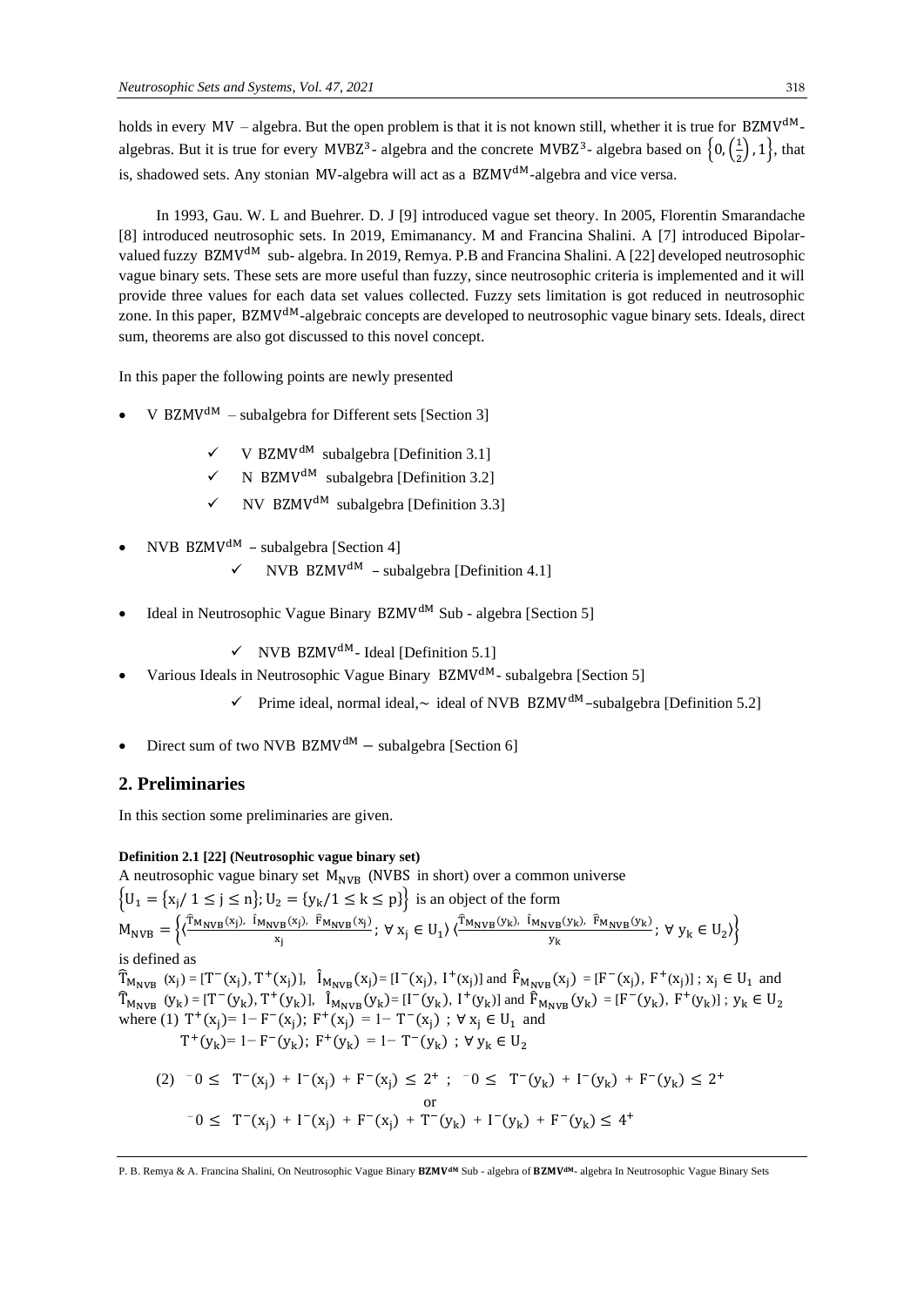holds in every MV – algebra. But the open problem is that it is not known still, whether it is true for $BZMV^{dM}$-algebras. But it is true for every $MVBZ^3$- algebra and the concrete $MVBZ^3$- algebra based on $\left\{0, \left(\frac{1}{2}\right), 1\right\}$, that is, shadowed sets. Any stonian MV-algebra will act as a $BZMV^{dM}$-algebra and vice versa.

In 1993, Gau. W. L and Buehrer. D. J [9] introduced vague set theory. In 2005, Florentin Smarandache [8] introduced neutrosophic sets. In 2019, Emimanancy. M and Francina Shalini. A [7] introduced Bipolar-valued fuzzy $BZMV^{dM}$ sub- algebra. In 2019, Remya. P.B and Francina Shalini. A [22] developed neutrosophic vague binary sets. These sets are more useful than fuzzy, since neutrosophic criteria is implemented and it will provide three values for each data set values collected. Fuzzy sets limitation is got reduced in neutrosophic zone. In this paper, $BZMV^{dM}$-algebraic concepts are developed to neutrosophic vague binary sets. Ideals, direct sum, theorems are also got discussed to this novel concept.

In this paper the following points are newly presented

- V $BZMV^{dM}$ – subalgebra for Different sets [Section 3]
  - ✓ V $BZMV^{dM}$ subalgebra [Definition 3.1]
  - ✓ N $BZMV^{dM}$ subalgebra [Definition 3.2]
  - ✓ NV $BZMV^{dM}$ subalgebra [Definition 3.3]
- NVB $BZMV^{dM}$ – subalgebra [Section 4]
  - ✓ NVB $BZMV^{dM}$ – subalgebra [Definition 4.1]
- Ideal in Neutrosophic Vague Binary $BZMV^{dM}$ Sub - algebra [Section 5]
  - ✓ NVB $BZMV^{dM}$- Ideal [Definition 5.1]
- Various Ideals in Neutrosophic Vague Binary $BZMV^{dM}$- subalgebra [Section 5]
  - ✓ Prime ideal, normal ideal,∼ ideal of NVB $BZMV^{dM}$–subalgebra [Definition 5.2]
- Direct sum of two NVB $BZMV^{dM}$ – subalgebra [Section 6]

## 2. Preliminaries

In this section some preliminaries are given.

**Definition 2.1 [22] (Neutrosophic vague binary set)**

A neutrosophic vague binary set $M_{NVB}$ (NVBS in short) over a common universe $\left\{U_1 = \{x_j/\ 1 \leq j \leq n\}; U_2 = \{y_k/1 \leq k \leq p\}\right\}$ is an object of the form

$$M_{NVB} = \left\{\left\langle\frac{\hat{T}_{M_{NVB}}(x_j),\ \hat{I}_{M_{NVB}}(x_j),\ \hat{F}_{M_{NVB}}(x_j)}{x_j};\ \forall\ x_j \in U_1\right\rangle \left\langle\frac{\hat{T}_{M_{NVB}}(y_k),\ \hat{I}_{M_{NVB}}(y_k),\ \hat{F}_{M_{NVB}}(y_k)}{y_k};\ \forall\ y_k \in U_2\right\rangle\right\}$$

is defined as

$\hat{T}_{M_{NVB}}(x_j) = [T^-(x_j), T^+(x_j)]$, $\hat{I}_{M_{NVB}}(x_j) = [I^-(x_j), I^+(x_j)]$ and $\hat{F}_{M_{NVB}}(x_j) = [F^-(x_j), F^+(x_j)]$ ; $x_j \in U_1$ and $\hat{T}_{M_{NVB}}(y_k) = [T^-(y_k), T^+(y_k)]$, $\hat{I}_{M_{NVB}}(y_k) = [I^-(y_k), I^+(y_k)]$ and $\hat{F}_{M_{NVB}}(y_k) = [F^-(y_k), F^+(y_k)]$ ; $y_k \in U_2$

where (1) $T^+(x_j) = 1 - F^-(x_j)$; $F^+(x_j) = 1 - T^-(x_j)$ ; $\forall\ x_j \in U_1$ and

$T^+(y_k) = 1 - F^-(y_k)$; $F^+(y_k) = 1 - T^-(y_k)$ ; $\forall\ y_k \in U_2$

(2) $^-0 \leq T^-(x_j) + I^-(x_j) + F^-(x_j) \leq 2^+$ ; $^-0 \leq T^-(y_k) + I^-(y_k) + F^-(y_k) \leq 2^+$

or

$^-0 \leq T^-(x_j) + I^-(x_j) + F^-(x_j) + T^-(y_k) + I^-(y_k) + F^-(y_k) \leq 4^+$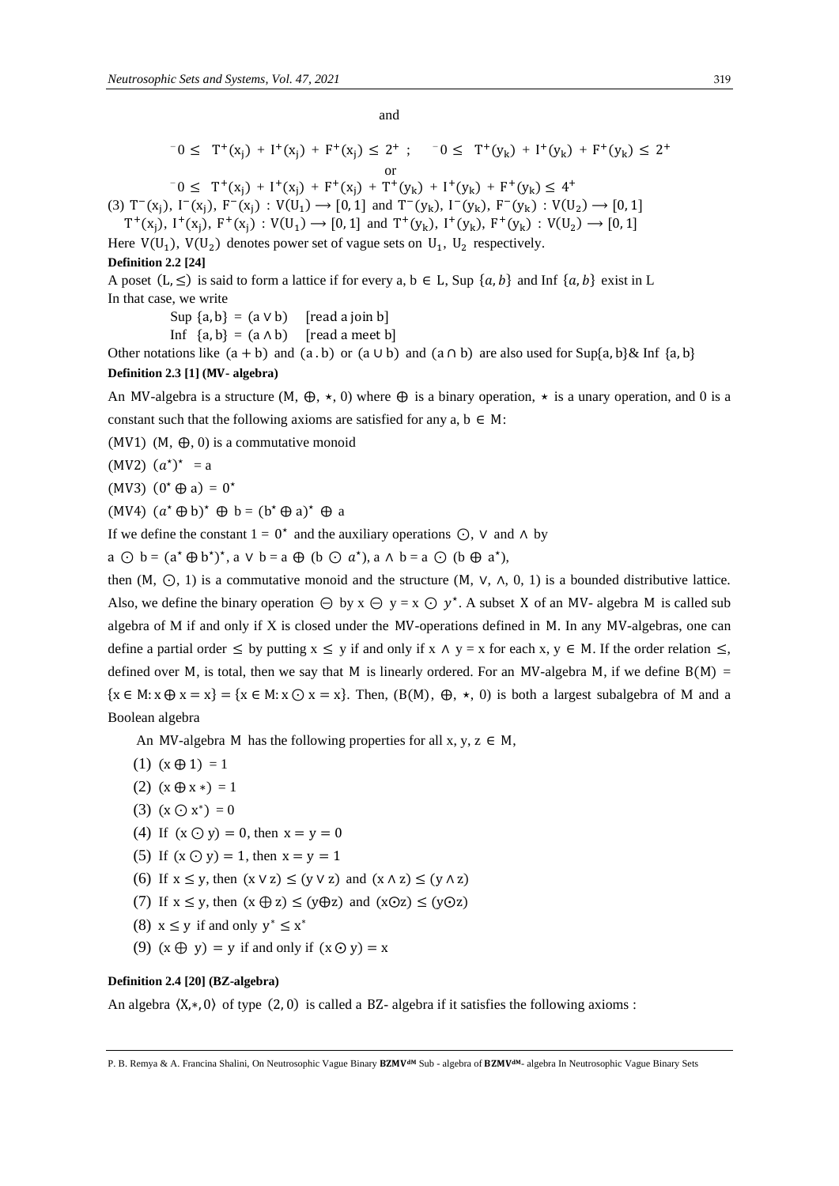and

$$^{-}0 \leq \ T^{+}(x_j) + I^{+}(x_j) + F^{+}(x_j) \leq 2^{+} \ ; \quad ^{-}0 \leq \ T^{+}(y_k) + I^{+}(y_k) + F^{+}(y_k) \leq 2^{+}$$

or

$$^{-}0 \leq \ T^{+}(x_j) + I^{+}(x_j) + F^{+}(x_j) + T^{+}(y_k) + I^{+}(y_k) + F^{+}(y_k) \leq 4^{+}$$

(3) $T^{-}(x_j),\ I^{-}(x_j),\ F^{-}(x_j) : V(U_1) \longrightarrow [0,1]$ and $T^{-}(y_k),\ I^{-}(y_k),\ F^{-}(y_k) : V(U_2) \longrightarrow [0,1]$
$T^{+}(x_j),\ I^{+}(x_j),\ F^{+}(x_j) : V(U_1) \longrightarrow [0,1]$ and $T^{+}(y_k),\ I^{+}(y_k),\ F^{+}(y_k) : V(U_2) \longrightarrow [0,1]$

Here $V(U_1)$, $V(U_2)$ denotes power set of vague sets on $U_1$, $U_2$ respectively.

**Definition 2.2 [24]**

A poset $(L, \leq)$ is said to form a lattice if for every a, b $\in$ L, Sup $\{a, b\}$ and Inf $\{a, b\}$ exist in L

In that case, we write

Sup $\{a, b\} = (a \vee b)$ [read a join b]

Inf $\{a, b\} = (a \wedge b)$ [read a meet b]

Other notations like $(a + b)$ and $(a\,.\,b)$ or $(a \cup b)$ and $(a \cap b)$ are also used for Sup$\{a, b\}$& Inf $\{a, b\}$

**Definition 2.3 [1] (MV- algebra)**

An MV-algebra is a structure $(M, \oplus, \star, 0)$ where $\oplus$ is a binary operation, $\star$ is a unary operation, and 0 is a constant such that the following axioms are satisfied for any a, b $\in$ M:

(MV1) $(M, \oplus, 0)$ is a commutative monoid

(MV2) $(a^{\star})^{\star} = a$

(MV3) $(0^{\star} \oplus a) = 0^{\star}$

(MV4) $(a^{\star} \oplus b)^{\star} \oplus b = (b^{\star} \oplus a)^{\star} \oplus a$

If we define the constant $1 = 0^{\star}$ and the auxiliary operations $\odot$, $\vee$ and $\wedge$ by

$a \odot b = (a^{\star} \oplus b^{\star})^{\star}$, $a \vee b = a \oplus (b \odot a^{\star})$, $a \wedge b = a \odot (b \oplus a^{\star})$,

then $(M, \odot, 1)$ is a commutative monoid and the structure $(M, \vee, \wedge, 0, 1)$ is a bounded distributive lattice. Also, we define the binary operation $\ominus$ by $x \ominus y = x \odot y^{\star}$. A subset X of an MV- algebra M is called sub algebra of M if and only if X is closed under the MV-operations defined in M. In any MV-algebras, one can define a partial order $\leq$ by putting $x \leq y$ if and only if $x \wedge y = x$ for each x, y $\in$ M. If the order relation $\leq$, defined over M, is total, then we say that M is linearly ordered. For an MV-algebra M, if we define $B(M) = \{x \in M: x \oplus x = x\} = \{x \in M: x \odot x = x\}$. Then, $(B(M), \oplus, \star, 0)$ is both a largest subalgebra of M and a Boolean algebra

An MV-algebra M has the following properties for all x, y, z $\in$ M,

(1) $(x \oplus 1) = 1$

(2) $(x \oplus x *) = 1$

(3) $(x \odot x^{*}) = 0$

(4) If $(x \odot y) = 0$, then $x = y = 0$

(5) If $(x \odot y) = 1$, then $x = y = 1$

(6) If $x \leq y$, then $(x \vee z) \leq (y \vee z)$ and $(x \wedge z) \leq (y \wedge z)$

(7) If $x \leq y$, then $(x \oplus z) \leq (y \oplus z)$ and $(x \odot z) \leq (y \odot z)$

(8) $x \leq y$ if only $y^{*} \leq x^{*}$

(9) $(x \oplus y) = y$ if and only if $(x \odot y) = x$

**Definition 2.4 [20] (BZ-algebra)**

An algebra $\langle X, *, 0\rangle$ of type $(2, 0)$ is called a BZ- algebra if it satisfies the following axioms :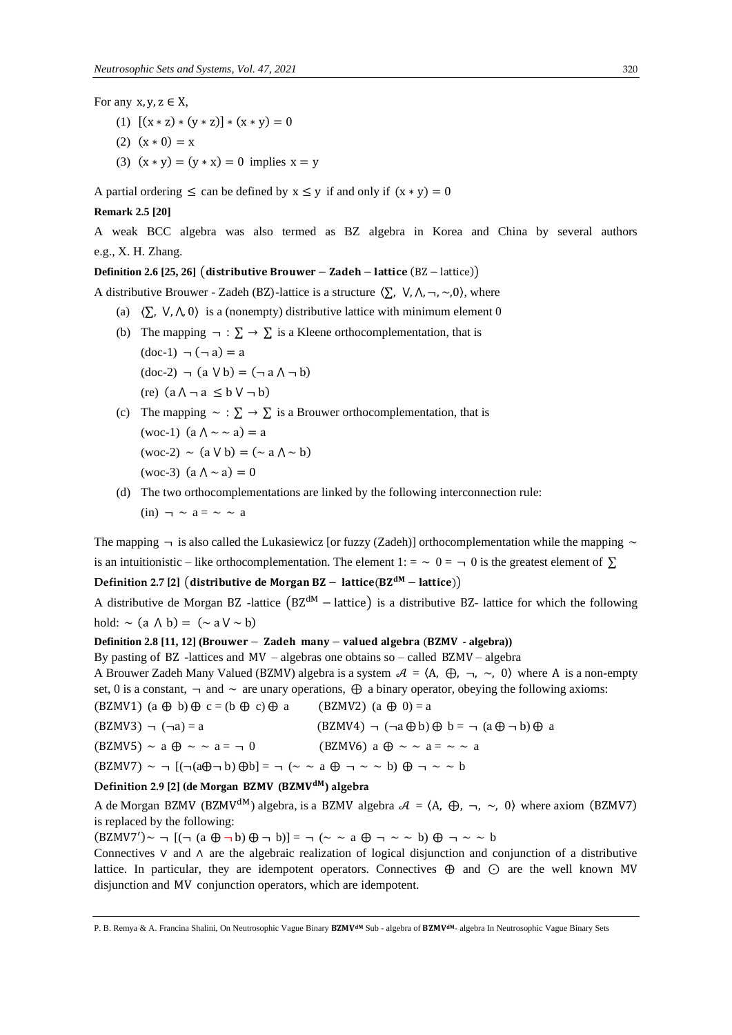For any $x, y, z \in X$,

(1) $[(x * z) * (y * z)] * (x * y) = 0$

(2) $(x * 0) = x$

(3) $(x * y) = (y * x) = 0$ implies $x = y$

A partial ordering $\leq$ can be defined by $x \leq y$ if and only if $(x * y) = 0$

**Remark 2.5 [20]**

A weak BCC algebra was also termed as BZ algebra in Korea and China by several authors e.g., X. H. Zhang.

**Definition 2.6 [25, 26]** $\left(\textbf{distributive Brouwer} - \textbf{Zadeh} - \textbf{lattice}\ (\text{BZ} - \text{lattice})\right)$

A distributive Brouwer - Zadeh (BZ)-lattice is a structure $\langle \sum, \vee, \wedge, \neg, \sim, 0 \rangle$, where

(a) $\langle \sum, \vee, \wedge, 0 \rangle$ is a (nonempty) distributive lattice with minimum element 0

(b) The mapping $\neg : \sum \to \sum$ is a Kleene orthocomplementation, that is

(doc-1) $\neg(\neg a) = a$

(doc-2) $\neg(a \vee b) = (\neg a \wedge \neg b)$

(re) $(a \wedge \neg a \leq b \vee \neg b)$

(c) The mapping $\sim : \sum \to \sum$ is a Brouwer orthocomplementation, that is

(woc-1) $(a \wedge \sim\sim a) = a$

(woc-2) $\sim (a \vee b) = (\sim a \wedge \sim b)$

(woc-3) $(a \wedge \sim a) = 0$

(d) The two orthocomplementations are linked by the following interconnection rule:

(in) $\neg \sim a = \sim\sim a$

The mapping $\neg$ is also called the Lukasiewicz [or fuzzy (Zadeh)] orthocomplementation while the mapping $\sim$ is an intuitionistic – like orthocomplementation. The element $1 := \sim 0 = \neg 0$ is the greatest element of $\sum$

**Definition 2.7 [2]** $\left(\textbf{distributive de Morgan BZ} - \textbf{lattice}(\textbf{BZ}^{\textbf{dM}} - \textbf{lattice})\right)$

A distributive de Morgan BZ -lattice $\left(\text{BZ}^{\text{dM}} - \text{lattice}\right)$ is a distributive BZ- lattice for which the following hold: $\sim (a \wedge b) = (\sim a \vee \sim b)$

**Definition 2.8 [11, 12] (Brouwer − Zadeh many − valued algebra (BZMV - algebra))**

By pasting of BZ -lattices and MV – algebras one obtains so – called BZMV – algebra

A Brouwer Zadeh Many Valued (BZMV) algebra is a system $\mathcal{A} = \langle A, \oplus, \neg, \sim, 0 \rangle$ where A is a non-empty set, 0 is a constant, $\neg$ and $\sim$ are unary operations, $\oplus$ a binary operator, obeying the following axioms:

(BZMV1) $(a \oplus b) \oplus c = (b \oplus c) \oplus a$

(BZMV2) $(a \oplus 0) = a$

(BZMV3) $\neg(\neg a) = a$

(BZMV4) $\neg(\neg a \oplus b) \oplus b = \neg(a \oplus \neg b) \oplus a$

(BZMV5) $\sim a \oplus \sim\sim a = \neg 0$

(BZMV6) $a \oplus \sim\sim a = \sim\sim a$

(BZMV7) $\sim \neg[(\neg(a \oplus \neg b) \oplus b] = \neg(\sim\sim a \oplus \neg \sim\sim b) \oplus \neg \sim\sim b$

**Definition 2.9 [2] (de Morgan BZMV ($\text{BZMV}^{\text{dM}}$) algebra**

A de Morgan BZMV ($\text{BZMV}^{\text{dM}}$) algebra, is a BZMV algebra $\mathcal{A} = \langle A, \oplus, \neg, \sim, 0 \rangle$ where axiom (BZMV7) is replaced by the following:

(BZMV7′) $\sim \neg[(\neg(a \oplus \neg b) \oplus \neg b)] = \neg(\sim a \oplus \neg \sim\sim b) \oplus \neg \sim\sim b$

Connectives $\vee$ and $\wedge$ are the algebraic realization of logical disjunction and conjunction of a distributive lattice. In particular, they are idempotent operators. Connectives $\oplus$ and $\odot$ are the well known MV disjunction and MV conjunction operators, which are idempotent.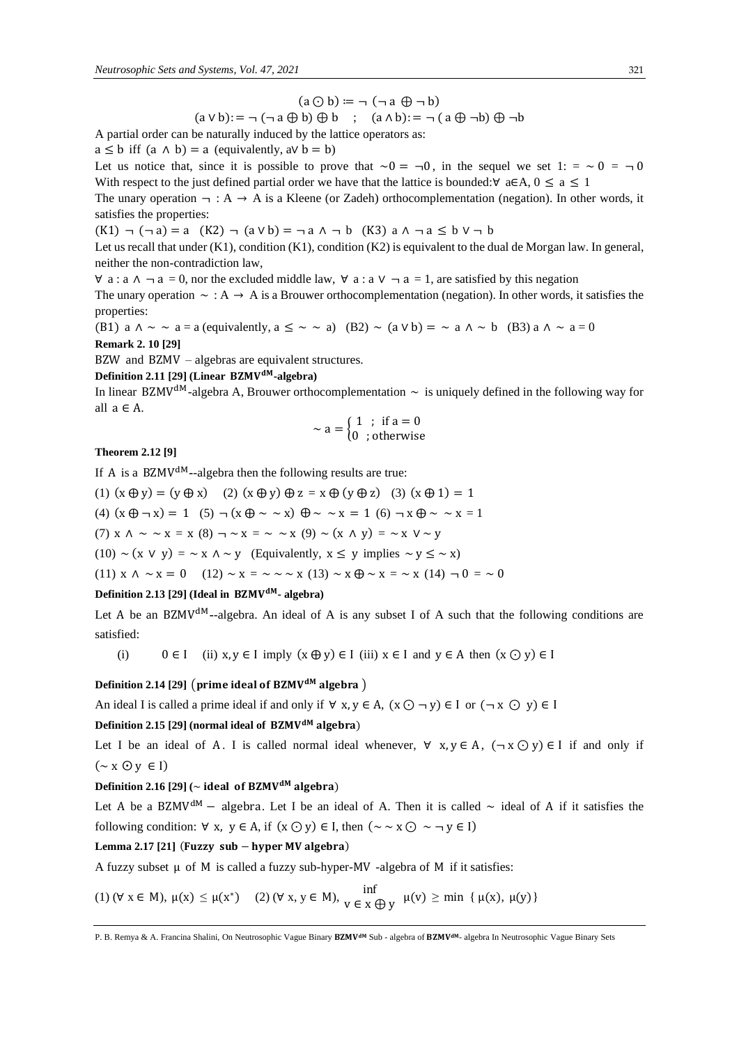$$(a \odot b) := \neg(\neg a \oplus \neg b)$$

$$(a \vee b) := \neg(\neg a \oplus b) \oplus b \quad ; \quad (a \wedge b) := \neg(a \oplus \neg b) \oplus \neg b$$

A partial order can be naturally induced by the lattice operators as:

$a \leq b$ iff $(a \wedge b) = a$ (equivalently, $a \vee b = b$)

Let us notice that, since it is possible to prove that $\sim 0 = \neg 0$, in the sequel we set $1 := \sim 0 = \neg 0$ With respect to the just defined partial order we have that the lattice is bounded: $\forall\ a \in A,\ 0 \leq a \leq 1$

The unary operation $\neg : A \to A$ is a Kleene (or Zadeh) orthocomplementation (negation). In other words, it satisfies the properties:

(K1) $\neg(\neg a) = a$ (K2) $\neg(a \vee b) = \neg a \wedge \neg b$ (K3) $a \wedge \neg a \leq b \vee \neg b$

Let us recall that under (K1), condition (K1), condition (K2) is equivalent to the dual de Morgan law. In general, neither the non-contradiction law,

$\forall\ a : a \wedge \neg a = 0$, nor the excluded middle law, $\forall\ a : a \vee \neg a = 1$, are satisfied by this negation

The unary operation $\sim : A \to A$ is a Brouwer orthocomplementation (negation). In other words, it satisfies the properties:

(B1) $a \wedge \sim\sim a = a$ (equivalently, $a \leq \sim\sim a$) (B2) $\sim(a \vee b) = \sim a \wedge \sim b$ (B3) $a \wedge \sim a = 0$

**Remark 2. 10 [29]**

BZW and BZMV – algebras are equivalent structures.

**Definition 2.11 [29] (Linear $BZMV^{dM}$-algebra)**

In linear $BZMV^{dM}$-algebra A, Brouwer orthocomplementation $\sim$ is uniquely defined in the following way for all $a \in A$.

$$\sim a = \begin{cases} 1 & ; \text{ if } a = 0 \\ 0 & ; \text{otherwise} \end{cases}$$

**Theorem 2.12 [9]**

If A is a $BZMV^{dM}$--algebra then the following results are true:

(1) $(x \oplus y) = (y \oplus x)$ (2) $(x \oplus y) \oplus z = x \oplus (y \oplus z)$ (3) $(x \oplus 1) = 1$

(4) $(x \oplus \neg x) = 1$ (5) $\neg(x \oplus \sim\sim x) \oplus \sim\sim x = 1$ (6) $\neg x \oplus \sim\sim x = 1$

(7) $x \wedge \sim\sim x = x$ (8) $\neg \sim x = \sim\sim x$ (9) $\sim(x \wedge y) = \sim x \vee \sim y$

(10) $\sim(x \vee y) = \sim x \wedge \sim y$ (Equivalently, $x \leq y$ implies $\sim y \leq \sim x$)

(11) $x \wedge \sim x = 0$ (12) $\sim x = \sim\sim\sim x$ (13) $\sim x \oplus \sim x = \sim x$ (14) $\neg 0 = \sim 0$

**Definition 2.13 [29] (Ideal in $BZMV^{dM}$- algebra)**

Let A be an $BZMV^{dM}$--algebra. An ideal of A is any subset I of A such that the following conditions are satisfied:

(i) $0 \in I$ (ii) $x, y \in I$ imply $(x \oplus y) \in I$ (iii) $x \in I$ and $y \in A$ then $(x \odot y) \in I$

**Definition 2.14 [29] (prime ideal of $BZMV^{dM}$ algebra)**

An ideal I is called a prime ideal if and only if $\forall\ x, y \in A$, $(x \odot \neg y) \in I$ or $(\neg x \odot y) \in I$

**Definition 2.15 [29] (normal ideal of $BZMV^{dM}$ algebra)**

Let I be an ideal of A. I is called normal ideal whenever, $\forall\ x, y \in A$, $(\neg x \odot y) \in I$ if and only if $(\sim x \odot y \in I)$

**Definition 2.16 [29] ($\sim$ ideal of $BZMV^{dM}$ algebra)**

Let A be a $BZMV^{dM}$ – algebra. Let I be an ideal of A. Then it is called $\sim$ ideal of A if it satisfies the following condition: $\forall\ x,\ y \in A$, if $(x \odot y) \in I$, then $(\sim\sim x \odot \sim \neg y \in I)$

**Lemma 2.17 [21] (Fuzzy sub – hyper MV algebra)**

A fuzzy subset μ of M is called a fuzzy sub-hyper-MV -algebra of M if it satisfies:

(1) $(\forall\ x \in M),\ \mu(x) \leq \mu(x^*)$ (2) $(\forall\ x, y \in M),\ \inf_{v \in x \oplus y} \mu(v) \geq \min\{\mu(x), \mu(y)\}$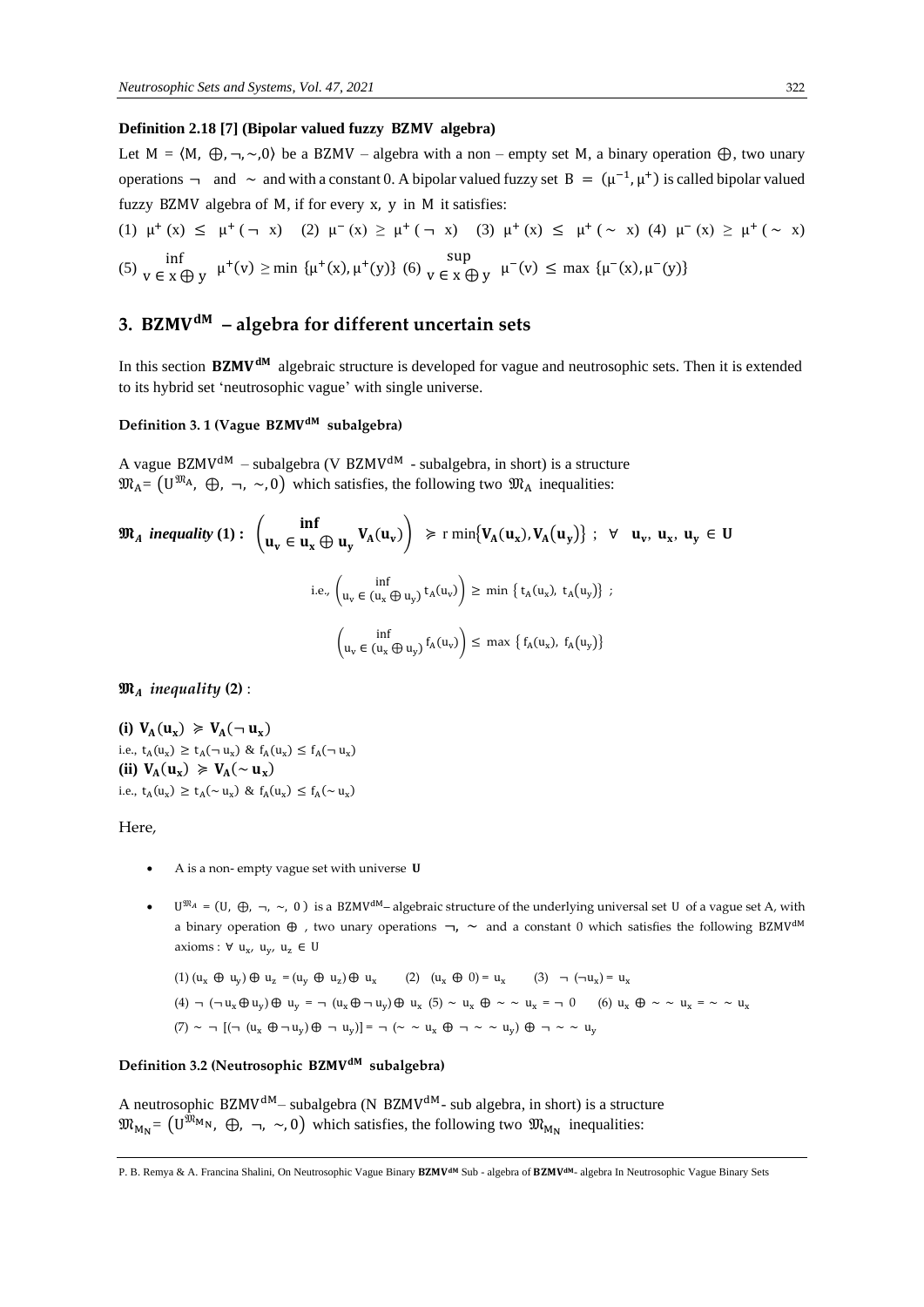**Definition 2.18 [7] (Bipolar valued fuzzy BZMV algebra)**

Let $M = \langle M, \oplus, \neg, \sim, 0\rangle$ be a BZMV – algebra with a non – empty set M, a binary operation $\oplus$, two unary operations $\neg$ and $\sim$ and with a constant 0. A bipolar valued fuzzy set $B = (\mu^{-1}, \mu^{+})$ is called bipolar valued fuzzy BZMV algebra of M, if for every x, y in M it satisfies:

(1) $\mu^{+}(x) \leq \mu^{+}(\neg\ x)$ (2) $\mu^{-}(x) \geq \mu^{+}(\neg\ x)$ (3) $\mu^{+}(x) \leq \mu^{+}(\sim\ x)$ (4) $\mu^{-}(x) \geq \mu^{+}(\sim\ x)$

(5) $\inf_{v \in x \oplus y} \mu^{+}(v) \geq \min\{\mu^{+}(x), \mu^{+}(y)\}$ (6) $\sup_{v \in x \oplus y} \mu^{-}(v) \leq \max\{\mu^{-}(x), \mu^{-}(y)\}$

## 3. $\mathbf{BZMV^{dM}}$ – algebra for different uncertain sets

In this section $\mathbf{BZMV^{dM}}$ algebraic structure is developed for vague and neutrosophic sets. Then it is extended to its hybrid set 'neutrosophic vague' with single universe.

**Definition 3. 1 (Vague $\mathbf{BZMV^{dM}}$ subalgebra)**

A vague $\mathrm{BZMV^{dM}}$ – subalgebra (V $\mathrm{BZMV^{dM}}$ - subalgebra, in short) is a structure $\mathfrak{M}_A = (U^{\mathfrak{M}_A}, \oplus, \neg, \sim, 0)$ which satisfies, the following two $\mathfrak{M}_A$ inequalities:

$\mathfrak{M}_A$ ***inequality* (1) :** 

$$\left(\inf_{u_v \in u_x \oplus u_y} V_A(u_v)\right) \geqslant r\min\{V_A(u_x), V_A(u_y)\}\ ;\ \forall\ u_v, u_x, u_y \in U$$

$$\text{i.e., } \left(\inf_{u_v \in (u_x \oplus u_y)} t_A(u_v)\right) \geq \min\{t_A(u_x), t_A(u_y)\}\ ;$$

$$\left(\inf_{u_v \in (u_x \oplus u_y)} f_A(u_v)\right) \leq \max\{f_A(u_x), f_A(u_y)\}$$

$\mathfrak{M}_A$ ***inequality*** **(2)** :

**(i)** $V_A(u_x) \geqslant V_A(\neg\, u_x)$

i.e., $t_A(u_x) \geq t_A(\neg\, u_x)$ & $f_A(u_x) \leq f_A(\neg\, u_x)$

**(ii)** $V_A(u_x) \geqslant V_A(\sim u_x)$

i.e., $t_A(u_x) \geq t_A(\sim u_x)$ & $f_A(u_x) \leq f_A(\sim u_x)$

Here,

- A is a non- empty vague set with universe **U**
- $U^{\mathfrak{M}_A} = (U, \oplus, \neg, \sim, 0)$ is a $\mathrm{BZMV^{dM}}$– algebraic structure of the underlying universal set U of a vague set A, with a binary operation $\oplus$ , two unary operations $\neg$, $\sim$ and a constant 0 which satisfies the following $\mathrm{BZMV^{dM}}$ axioms : $\forall\ u_x, u_y, u_z \in U$

  (1) $(u_x \oplus u_y) \oplus u_z = (u_y \oplus u_z) \oplus u_x$ (2) $(u_x \oplus 0) = u_x$ (3) $\neg(\neg u_x) = u_x$

  (4) $\neg(\neg u_x \oplus u_y) \oplus u_y = \neg(u_x \oplus \neg u_y) \oplus u_x$ (5) $\sim u_x \oplus \sim\sim u_x = \neg 0$ (6) $u_x \oplus \sim\sim u_x = \sim\sim u_x$

  (7) $\sim \neg[(\neg(u_x \oplus \neg u_y) \oplus \neg u_y)] = \neg(\sim\sim u_x \oplus \neg \sim\sim u_y) \oplus \neg \sim\sim u_y$

**Definition 3.2 (Neutrosophic $\mathbf{BZMV^{dM}}$ subalgebra)**

A neutrosophic $\mathrm{BZMV^{dM}}$– subalgebra (N $\mathrm{BZMV^{dM}}$- sub algebra, in short) is a structure $\mathfrak{M}_{M_N} = (U^{\mathfrak{M}_{M_N}}, \oplus, \neg, \sim, 0)$ which satisfies, the following two $\mathfrak{M}_{M_N}$ inequalities: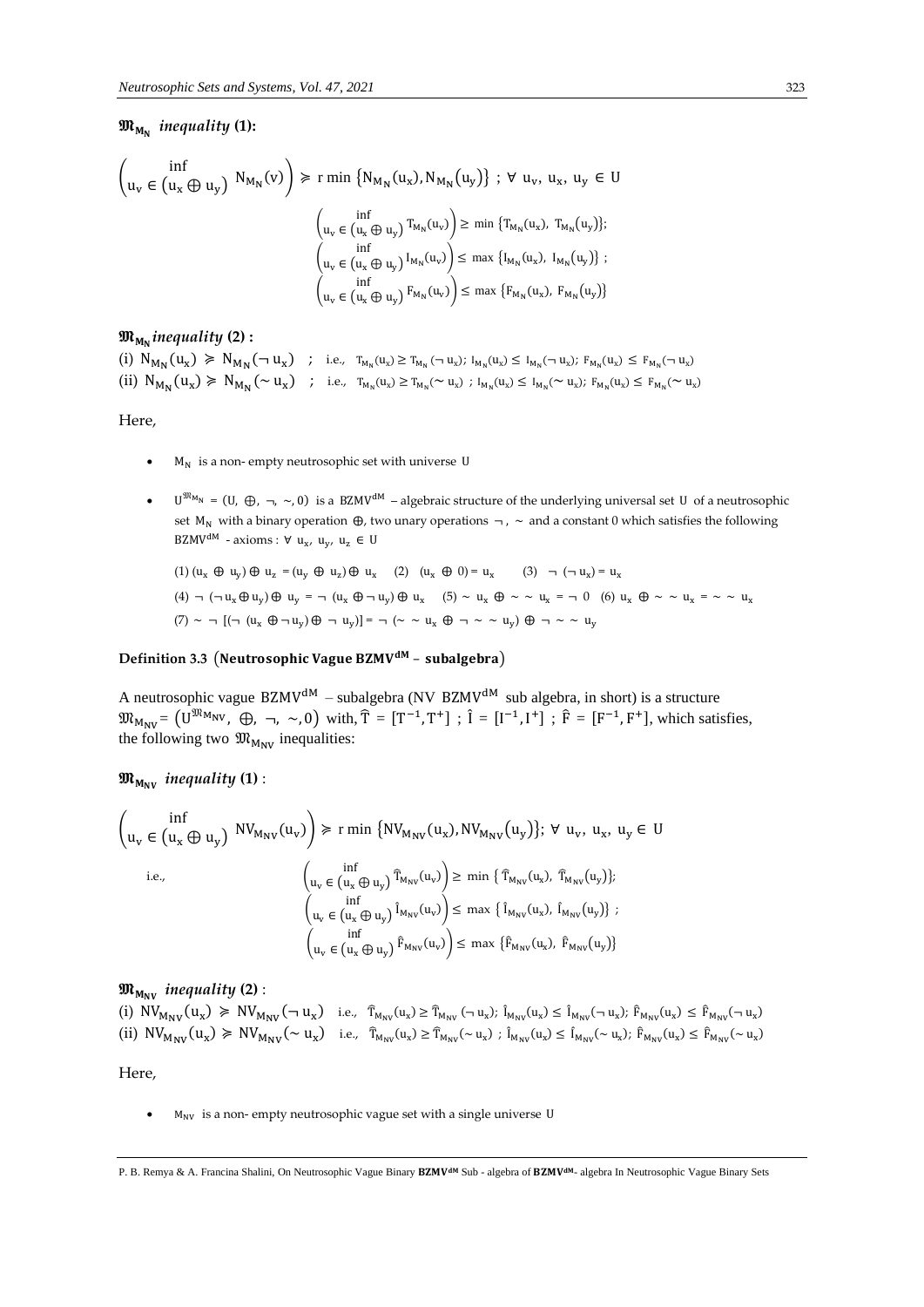$\mathfrak{M}_{M_N}$ *inequality* **(1):**

$$\left(\inf_{u_v \in (u_x \oplus u_y)} N_{M_N}(v)\right) \succcurlyeq r\min\{N_{M_N}(u_x), N_{M_N}(u_y)\}\ ;\ \forall\ u_v,\ u_x,\ u_y \in U$$

$$\left(\inf_{u_v \in (u_x \oplus u_y)} T_{M_N}(u_v)\right) \geq \min\{T_{M_N}(u_x),\ T_{M_N}(u_y)\};$$
$$\left(\inf_{u_v \in (u_x \oplus u_y)} I_{M_N}(u_v)\right) \leq \max\{I_{M_N}(u_x),\ I_{M_N}(u_y)\}\ ;$$
$$\left(\inf_{u_v \in (u_x \oplus u_y)} F_{M_N}(u_v)\right) \leq \max\{F_{M_N}(u_x),\ F_{M_N}(u_y)\}$$

$\mathfrak{M}_{M_N}$ *inequality* **(2) :**

(i) $N_{M_N}(u_x) \succcurlyeq N_{M_N}(\neg\, u_x)$ ; i.e., $T_{M_N}(u_x) \geq T_{M_N}(\neg\, u_x)$; $I_{M_N}(u_x) \leq I_{M_N}(\neg\, u_x)$; $F_{M_N}(u_x) \leq F_{M_N}(\neg\, u_x)$

(ii) $N_{M_N}(u_x) \succcurlyeq N_{M_N}(\sim u_x)$ ; i.e., $T_{M_N}(u_x) \geq T_{M_N}(\sim u_x)$ ; $I_{M_N}(u_x) \leq I_{M_N}(\sim u_x)$; $F_{M_N}(u_x) \leq F_{M_N}(\sim u_x)$

Here,

- $M_N$ is a non- empty neutrosophic set with universe $U$
- $U^{\mathfrak{M}_{M_N}} = (U,\ \oplus,\ \neg,\ \sim, 0)$ is a $BZMV^{dM}$ – algebraic structure of the underlying universal set $U$ of a neutrosophic set $M_N$ with a binary operation $\oplus$, two unary operations $\neg$, $\sim$ and a constant 0 which satisfies the following $BZMV^{dM}$ - axioms : $\forall\ u_x,\ u_y,\ u_z \in U$

  (1) $(u_x \oplus u_y) \oplus u_z = (u_y \oplus u_z) \oplus u_x$ (2) $(u_x \oplus 0) = u_x$ (3) $\neg\,(\neg\, u_x) = u_x$

  (4) $\neg\,(\neg\, u_x \oplus u_y) \oplus u_y = \neg\,(u_x \oplus \neg\, u_y) \oplus u_x$ (5) $\sim u_x \oplus \sim\sim u_x = \neg\, 0$ (6) $u_x \oplus \sim\sim u_x = \sim\sim u_x$

  (7) $\sim \neg\,[(\neg\,(u_x \oplus \neg\, u_y) \oplus \neg\, u_y)] = \neg\,(\sim\sim u_x \oplus \neg \sim\sim u_y) \oplus \neg \sim\sim u_y$

### Definition 3.3 (Neutrosophic Vague $BZMV^{dM}$ – subalgebra)

A neutrosophic vague $BZMV^{dM}$ – subalgebra (NV $BZMV^{dM}$ sub algebra, in short) is a structure $\mathfrak{M}_{M_{NV}} = \left(U^{\mathfrak{M}_{M_{NV}}},\ \oplus,\ \neg,\ \sim, 0\right)$ with, $\widehat{T} = [T^{-1}, T^{+}]$ ; $\hat{I} = [I^{-1}, I^{+}]$ ; $\hat{F} = [F^{-1}, F^{+}]$, which satisfies, the following two $\mathfrak{M}_{M_{NV}}$ inequalities:

$\mathfrak{M}_{M_{NV}}$ *inequality* **(1)** :

$$\left(\inf_{u_v \in (u_x \oplus u_y)} NV_{M_{NV}}(u_v)\right) \succcurlyeq r\min\{NV_{M_{NV}}(u_x), NV_{M_{NV}}(u_y)\};\ \forall\ u_v,\ u_x,\ u_y \in U$$

i.e.,

$$\left(\inf_{u_v \in (u_x \oplus u_y)} \widehat{T}_{M_{NV}}(u_v)\right) \geq \min\{\widehat{T}_{M_{NV}}(u_x),\ \widehat{T}_{M_{NV}}(u_y)\};$$
$$\left(\inf_{u_v \in (u_x \oplus u_y)} \hat{I}_{M_{NV}}(u_v)\right) \leq \max\{\hat{I}_{M_{NV}}(u_x),\ \hat{I}_{M_{NV}}(u_y)\}\ ;$$
$$\left(\inf_{u_v \in (u_x \oplus u_y)} \hat{F}_{M_{NV}}(u_v)\right) \leq \max\{\hat{F}_{M_{NV}}(u_x),\ \hat{F}_{M_{NV}}(u_y)\}$$

$\mathfrak{M}_{M_{NV}}$ *inequality* **(2)** :

(i) $NV_{M_{NV}}(u_x) \succcurlyeq NV_{M_{NV}}(\neg\, u_x)$ i.e., $\widehat{T}_{M_{NV}}(u_x) \geq \widehat{T}_{M_{NV}}(\neg\, u_x)$; $\hat{I}_{M_{NV}}(u_x) \leq \hat{I}_{M_{NV}}(\neg\, u_x)$; $\hat{F}_{M_{NV}}(u_x) \leq \hat{F}_{M_{NV}}(\neg\, u_x)$

(ii) $NV_{M_{NV}}(u_x) \succcurlyeq NV_{M_{NV}}(\sim u_x)$ i.e., $\widehat{T}_{M_{NV}}(u_x) \geq \widehat{T}_{M_{NV}}(\sim u_x)$ ; $\hat{I}_{M_{NV}}(u_x) \leq \hat{I}_{M_{NV}}(\sim u_x)$; $\hat{F}_{M_{NV}}(u_x) \leq \hat{F}_{M_{NV}}(\sim u_x)$

Here,

- $M_{NV}$ is a non- empty neutrosophic vague set with a single universe $U$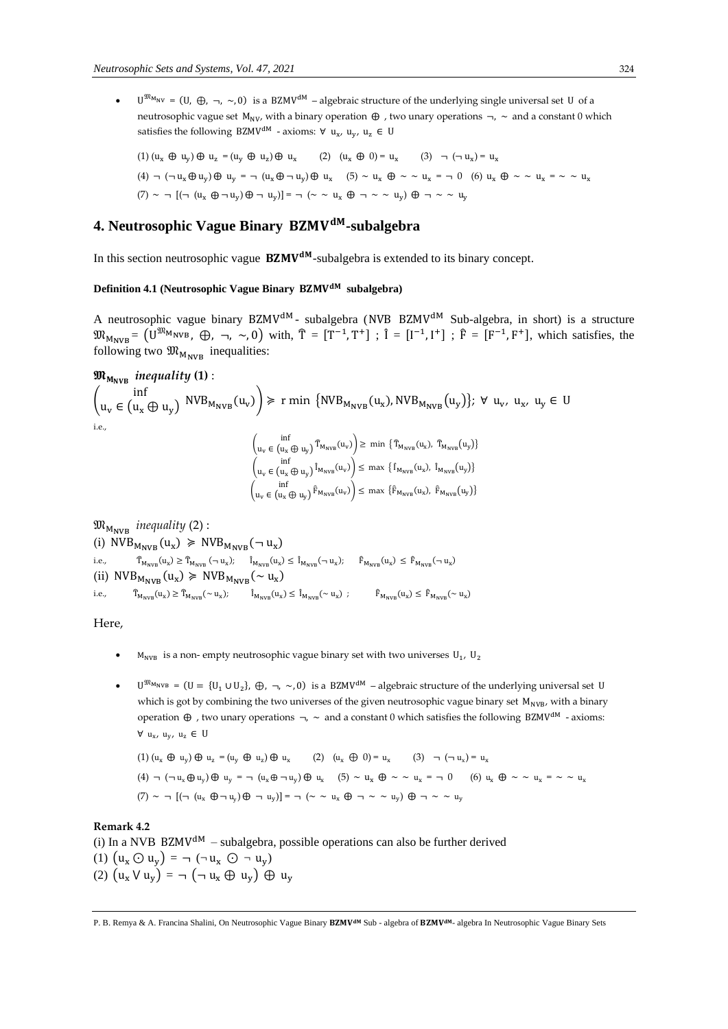- $U^{\mathfrak{M}_{M_{NV}}} = (U, \oplus, \neg, \sim, 0)$ is a $BZMV^{dM}$ – algebraic structure of the underlying single universal set $U$ of a neutrosophic vague set $M_{NV}$, with a binary operation $\oplus$, two unary operations $\neg, \sim$ and a constant 0 which satisfies the following $BZMV^{dM}$ - axioms: $\forall\ u_x, u_y, u_z \in U$

  (1) $(u_x \oplus u_y) \oplus u_z = (u_y \oplus u_z) \oplus u_x$ (2) $(u_x \oplus 0) = u_x$ (3) $\neg(\neg u_x) = u_x$

  (4) $\neg(\neg u_x \oplus u_y) \oplus u_y = \neg(u_x \oplus \neg u_y) \oplus u_x$ (5) $\sim u_x \oplus \sim\sim u_x = \neg 0$ (6) $u_x \oplus \sim\sim u_x = \sim\sim u_x$

  (7) $\sim \neg[(\neg(u_x \oplus \neg u_y) \oplus \neg u_y)] = \neg(\sim\sim u_x \oplus \neg\sim\sim u_y) \oplus \neg\sim\sim u_y$

# 4. Neutrosophic Vague Binary $BZMV^{dM}$-subalgebra

In this section neutrosophic vague $BZMV^{dM}$-subalgebra is extended to its binary concept.

#### Definition 4.1 (Neutrosophic Vague Binary $BZMV^{dM}$ subalgebra)

A neutrosophic vague binary $BZMV^{dM}$- subalgebra (NVB $BZMV^{dM}$ Sub-algebra, in short) is a structure $\mathfrak{M}_{M_{NVB}} = (U^{\mathfrak{M}_{M_{NVB}}}, \oplus, \neg, \sim, 0)$ with, $\hat{T} = [T^{-1}, T^{+}]$ ; $\hat{I} = [I^{-1}, I^{+}]$ ; $\hat{F} = [F^{-1}, F^{+}]$, which satisfies, the following two $\mathfrak{M}_{M_{NVB}}$ inequalities:

$\mathfrak{M}_{M_{NVB}}$ *inequality* **(1)** :

$$\left(\inf_{u_v \in (u_x \oplus u_y)} NVB_{M_{NVB}}(u_v)\right) \succcurlyeq r\min\{NVB_{M_{NVB}}(u_x), NVB_{M_{NVB}}(u_y)\};\ \forall\ u_v, u_x, u_y \in U$$

i.e.,

$$\left(\inf_{u_v \in (u_x \oplus u_y)} \hat{T}_{M_{NVB}}(u_v)\right) \geq \min\{\hat{T}_{M_{NVB}}(u_x), \hat{T}_{M_{NVB}}(u_y)\}$$
$$\left(\inf_{u_v \in (u_x \oplus u_y)} \hat{I}_{M_{NVB}}(u_v)\right) \leq \max\{\hat{I}_{M_{NVB}}(u_x), \hat{I}_{M_{NVB}}(u_y)\}$$
$$\left(\inf_{u_v \in (u_x \oplus u_y)} \hat{F}_{M_{NVB}}(u_v)\right) \leq \max\{\hat{F}_{M_{NVB}}(u_x), \hat{F}_{M_{NVB}}(u_y)\}$$

$\mathfrak{M}_{M_{NVB}}$ *inequality* (2) :

(i) $NVB_{M_{NVB}}(u_x) \succcurlyeq NVB_{M_{NVB}}(\neg u_x)$

i.e., $\hat{T}_{M_{NVB}}(u_x) \geq \hat{T}_{M_{NVB}}(\neg u_x)$; $\hat{I}_{M_{NVB}}(u_x) \leq \hat{I}_{M_{NVB}}(\neg u_x)$; $\hat{F}_{M_{NVB}}(u_x) \leq \hat{F}_{M_{NVB}}(\neg u_x)$

(ii) $NVB_{M_{NVB}}(u_x) \succcurlyeq NVB_{M_{NVB}}(\sim u_x)$

i.e., $\hat{T}_{M_{NVB}}(u_x) \geq \hat{T}_{M_{NVB}}(\sim u_x)$; $\hat{I}_{M_{NVB}}(u_x) \leq \hat{I}_{M_{NVB}}(\sim u_x)$ ; $\hat{F}_{M_{NVB}}(u_x) \leq \hat{F}_{M_{NVB}}(\sim u_x)$

Here,

- $M_{NVB}$ is a non- empty neutrosophic vague binary set with two universes $U_1, U_2$
- $U^{\mathfrak{M}_{M_{NVB}}} = (U = \{U_1 \cup U_2\}, \oplus, \neg, \sim, 0)$ is a $BZMV^{dM}$ – algebraic structure of the underlying universal set $U$ which is got by combining the two universes of the given neutrosophic vague binary set $M_{NVB}$, with a binary operation $\oplus$, two unary operations $\neg, \sim$ and a constant 0 which satisfies the following $BZMV^{dM}$ - axioms: $\forall\ u_x, u_y, u_z \in U$

  (1) $(u_x \oplus u_y) \oplus u_z = (u_y \oplus u_z) \oplus u_x$ (2) $(u_x \oplus 0) = u_x$ (3) $\neg(\neg u_x) = u_x$

  (4) $\neg(\neg u_x \oplus u_y) \oplus u_y = \neg(u_x \oplus \neg u_y) \oplus u_x$ (5) $\sim u_x \oplus \sim\sim u_x = \neg 0$ (6) $u_x \oplus \sim\sim u_x = \sim\sim u_x$

  (7) $\sim \neg[(\neg(u_x \oplus \neg u_y) \oplus \neg u_y)] = \neg(\sim\sim u_x \oplus \neg\sim\sim u_y) \oplus \neg\sim\sim u_y$

#### Remark 4.2

(i) In a NVB $BZMV^{dM}$ – subalgebra, possible operations can also be further derived

(1) $(u_x \odot u_y) = \neg(\neg u_x \odot \neg u_y)$

(2) $(u_x \vee u_y) = \neg(\neg u_x \oplus u_y) \oplus u_y$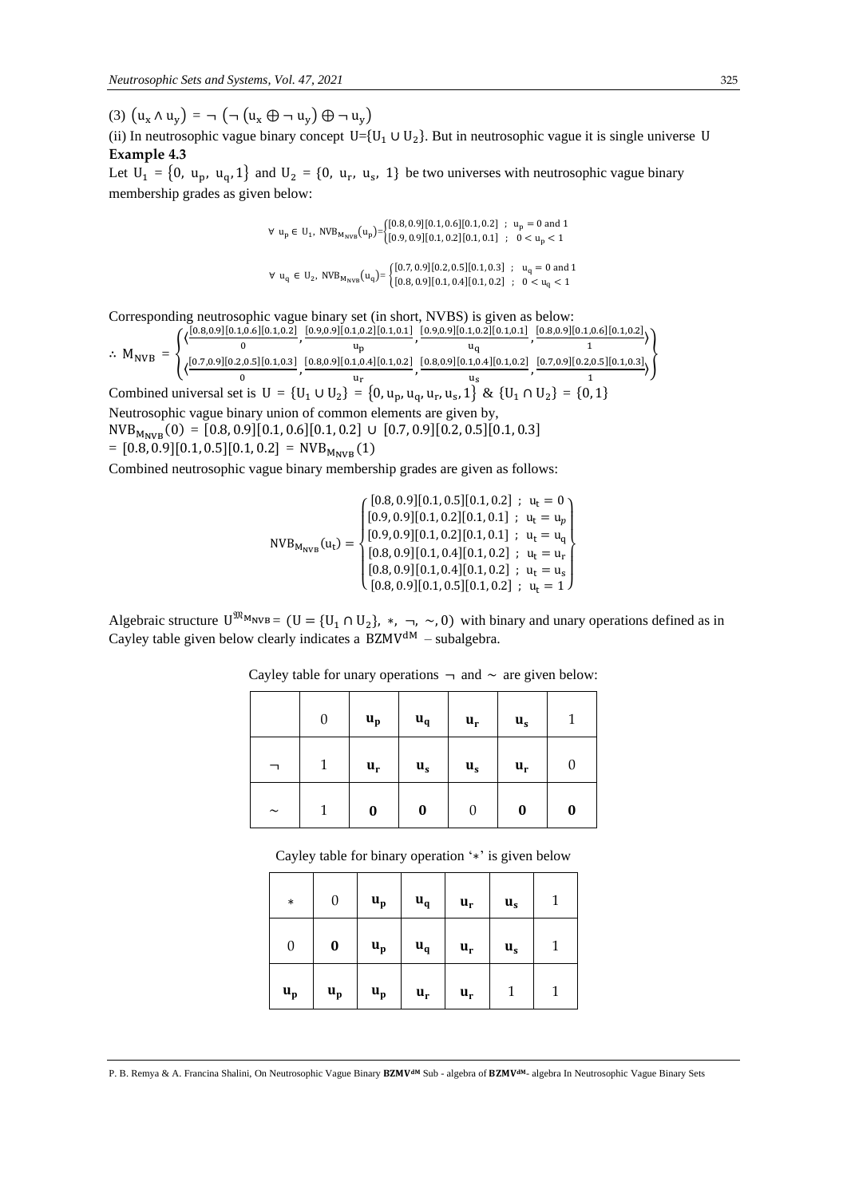(3) $(u_x \wedge u_y) = \neg\,(\neg\,(u_x \oplus \neg\, u_y) \oplus \neg\, u_y)$

(ii) In neutrosophic vague binary concept $U=\{U_1 \cup U_2\}$. But in neutrosophic vague it is single universe U

**Example 4.3**

Let $U_1 = \{0,\ u_p,\ u_q, 1\}$ and $U_2 = \{0,\ u_r,\ u_s,\ 1\}$ be two universes with neutrosophic vague binary membership grades as given below:

$$\forall\ u_p \in U_1,\ NVB_{M_{NVB}}(u_p) = \begin{cases} [0.8, 0.9][0.1, 0.6][0.1, 0.2] \ ; & u_p = 0 \text{ and } 1 \\ [0.9, 0.9][0.1, 0.2][0.1, 0.1] \ ; & 0 < u_p < 1 \end{cases}$$

$$\forall\ u_q \in U_2,\ NVB_{M_{NVB}}(u_q) = \begin{cases} [0.7, 0.9][0.2, 0.5][0.1, 0.3] \ ; & u_q = 0 \text{ and } 1 \\ [0.8, 0.9][0.1, 0.4][0.1, 0.2] \ ; & 0 < u_q < 1 \end{cases}$$

Corresponding neutrosophic vague binary set (in short, NVBS) is given as below:

$$\therefore\ M_{NVB} = \left\{ \begin{matrix} \left\langle \frac{[0.8,0.9][0.1,0.6][0.1,0.2]}{0}, \frac{[0.9,0.9][0.1,0.2][0.1,0.1]}{u_p}, \frac{[0.9,0.9][0.1,0.2][0.1,0.1]}{u_q}, \frac{[0.8,0.9][0.1,0.6][0.1,0.2]}{1} \right\rangle \\ \left\langle \frac{[0.7,0.9][0.2,0.5][0.1,0.3]}{0}, \frac{[0.8,0.9][0.1,0.4][0.1,0.2]}{u_r}, \frac{[0.8,0.9][0.1,0.4][0.1,0.2]}{u_s}, \frac{[0.7,0.9][0.2,0.5][0.1,0.3]}{1} \right\rangle \end{matrix} \right\}$$

Combined universal set is $U = \{U_1 \cup U_2\} = \{0, u_p, u_q, u_r, u_s, 1\}$ & $\{U_1 \cap U_2\} = \{0, 1\}$

Neutrosophic vague binary union of common elements are given by,

$NVB_{M_{NVB}}(0) = [0.8, 0.9][0.1, 0.6][0.1, 0.2] \cup [0.7, 0.9][0.2, 0.5][0.1, 0.3]$

$= [0.8, 0.9][0.1, 0.5][0.1, 0.2] = NVB_{M_{NVB}}(1)$

Combined neutrosophic vague binary membership grades are given as follows:

$$NVB_{M_{NVB}}(u_t) = \begin{cases} [0.8, 0.9][0.1, 0.5][0.1, 0.2] \ ; & u_t = 0 \\ [0.9, 0.9][0.1, 0.2][0.1, 0.1] \ ; & u_t = u_p \\ [0.9, 0.9][0.1, 0.2][0.1, 0.1] \ ; & u_t = u_q \\ [0.8, 0.9][0.1, 0.4][0.1, 0.2] \ ; & u_t = u_r \\ [0.8, 0.9][0.1, 0.4][0.1, 0.2] \ ; & u_t = u_s \\ [0.8, 0.9][0.1, 0.5][0.1, 0.2] \ ; & u_t = 1 \end{cases}$$

Algebraic structure $U^{\mathfrak{M}_{M_{NVB}}} = (U = \{U_1 \cap U_2\},\ *,\ \neg,\ \sim, 0)$ with binary and unary operations defined as in Cayley table given below clearly indicates a $BZMV^{dM}$ – subalgebra.

Cayley table for unary operations $\neg$ and $\sim$ are given below:

| | 0 | $u_p$ | $u_q$ | $u_r$ | $u_s$ | 1 |
|---|---|---|---|---|---|---|
| $\neg$ | 1 | $u_r$ | $u_s$ | $u_s$ | $u_r$ | 0 |
| $\sim$ | 1 | **0** | **0** | 0 | **0** | **0** |

Cayley table for binary operation '$*$' is given below

| $*$ | 0 | $u_p$ | $u_q$ | $u_r$ | $u_s$ | 1 |
|---|---|---|---|---|---|---|
| 0 | **0** | $u_p$ | $u_q$ | $u_r$ | $u_s$ | 1 |
| $u_p$ | $u_p$ | $u_p$ | $u_r$ | $u_r$ | 1 | 1 |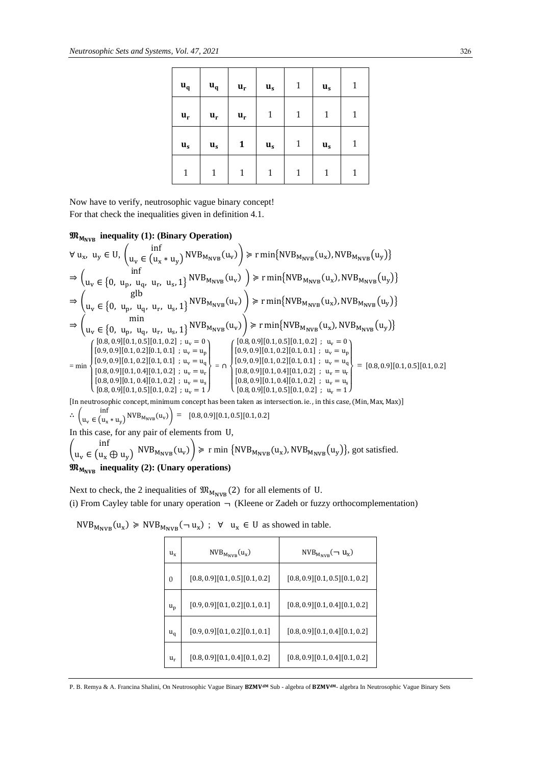| $u_q$ | $u_q$ | $u_r$ | $u_s$ | 1 | $u_s$ | 1 |
|---|---|---|---|---|---|---|
| $u_r$ | $u_r$ | $u_r$ | 1 | 1 | 1 | 1 |
| $u_s$ | $u_s$ | **1** | $u_s$ | 1 | $u_s$ | 1 |
| 1 | 1 | 1 | 1 | 1 | 1 | 1 |

Now have to verify, neutrosophic vague binary concept!
For that check the inequalities given in definition 4.1.

**$\mathfrak{M}_{M_{NVB}}$ inequality (1): (Binary Operation)**

$$\forall\ u_x,\ u_y \in U,\ \left( \inf_{u_v \in (u_x * u_y)} NVB_{M_{NVB}}(u_v) \right) \geqslant r\min\{NVB_{M_{NVB}}(u_x), NVB_{M_{NVB}}(u_y)\}$$

$$\Rightarrow \left( \inf_{u_v \in \{0,\ u_p,\ u_q,\ u_r,\ u_s, 1\}} NVB_{M_{NVB}}(u_v) \right) \geqslant r\min\{NVB_{M_{NVB}}(u_x), NVB_{M_{NVB}}(u_y)\}$$

$$\Rightarrow \left( \operatorname{glb}_{u_v \in \{0,\ u_p,\ u_q,\ u_r,\ u_s, 1\}} NVB_{M_{NVB}}(u_v) \right) \geqslant r\min\{NVB_{M_{NVB}}(u_x), NVB_{M_{NVB}}(u_y)\}$$

$$\Rightarrow \left( \min_{u_v \in \{0,\ u_p,\ u_q,\ u_r,\ u_s, 1\}} NVB_{M_{NVB}}(u_v) \right) \geqslant r\min\{NVB_{M_{NVB}}(u_x), NVB_{M_{NVB}}(u_y)\}$$

$$= \min \begin{Bmatrix} [0.8, 0.9][0.1, 0.5][0.1, 0.2]\ ;\ u_v = 0 \\ [0.9, 0.9][0.1, 0.2][0.1, 0.1]\ ;\ u_v = u_p \\ [0.9, 0.9][0.1, 0.2][0.1, 0.1]\ ;\ u_v = u_q \\ [0.8, 0.9][0.1, 0.4][0.1, 0.2]\ ;\ u_v = u_r \\ [0.8, 0.9][0.1, 0.4][0.1, 0.2]\ ;\ u_v = u_s \\ [0.8, 0.9][0.1, 0.5][0.1, 0.2]\ ;\ u_v = 1 \end{Bmatrix} = \cap \begin{Bmatrix} [0.8, 0.9][0.1, 0.5][0.1, 0.2]\ ;\ u_v = 0 \\ [0.9, 0.9][0.1, 0.2][0.1, 0.1]\ ;\ u_v = u_p \\ [0.9, 0.9][0.1, 0.2][0.1, 0.1]\ ;\ u_v = u_q \\ [0.8, 0.9][0.1, 0.4][0.1, 0.2]\ ;\ u_v = u_r \\ [0.8, 0.9][0.1, 0.4][0.1, 0.2]\ ;\ u_v = u_s \\ [0.8, 0.9][0.1, 0.5][0.1, 0.2]\ ;\ u_v = 1 \end{Bmatrix} = [0.8, 0.9][0.1, 0.5][0.1, 0.2]$$

[In neutrosophic concept, minimum concept has been taken as intersection. ie., in this case, (Min, Max, Max)]

$$\therefore \left( \inf_{u_v \in (u_x * u_y)} NVB_{M_{NVB}}(u_v) \right) = [0.8, 0.9][0.1, 0.5][0.1, 0.2]$$

In this case, for any pair of elements from U,

$\left( \inf_{u_v \in (u_x \oplus u_y)} NVB_{M_{NVB}}(u_v) \right) \geqslant r\min\{NVB_{M_{NVB}}(u_x), NVB_{M_{NVB}}(u_y)\}$, got satisfied.

**$\mathfrak{M}_{M_{NVB}}$ inequality (2): (Unary operations)**

Next to check, the 2 inequalities of $\mathfrak{M}_{M_{NVB}}(2)$ for all elements of U.

(i) From Cayley table for unary operation $\neg$ (Kleene or Zadeh or fuzzy orthocomplementation)

$NVB_{M_{NVB}}(u_x) \geqslant NVB_{M_{NVB}}(\neg u_x)\ ;\ \forall\ \ u_x \in U$ as showed in table.

| $u_x$ | $NVB_{M_{NVB}}(u_x)$ | $NVB_{M_{NVB}}(\neg u_x)$ |
|---|---|---|
| 0 | [0.8, 0.9][0.1, 0.5][0.1, 0.2] | [0.8, 0.9][0.1, 0.5][0.1, 0.2] |
| $u_p$ | [0.9, 0.9][0.1, 0.2][0.1, 0.1] | [0.8, 0.9][0.1, 0.4][0.1, 0.2] |
| $u_q$ | [0.9, 0.9][0.1, 0.2][0.1, 0.1] | [0.8, 0.9][0.1, 0.4][0.1, 0.2] |
| $u_r$ | [0.8, 0.9][0.1, 0.4][0.1, 0.2] | [0.8, 0.9][0.1, 0.4][0.1, 0.2] |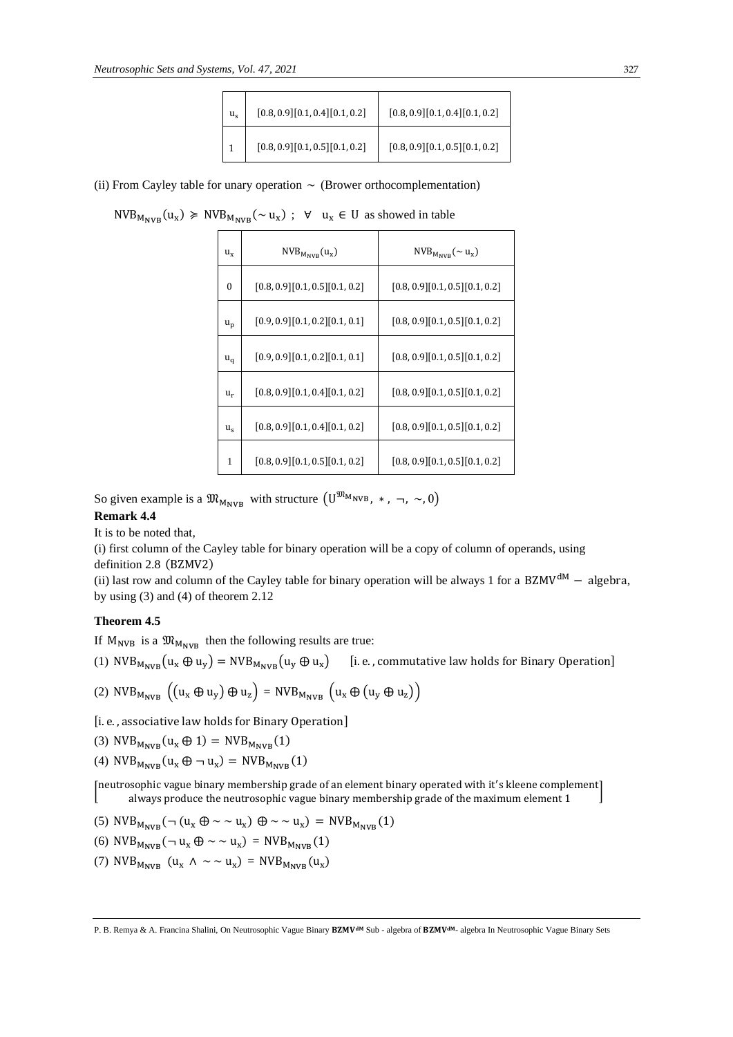| $u_s$ | $[0.8, 0.9][0.1, 0.4][0.1, 0.2]$ | $[0.8, 0.9][0.1, 0.4][0.1, 0.2]$ |
|---|---|---|
| 1 | $[0.8, 0.9][0.1, 0.5][0.1, 0.2]$ | $[0.8, 0.9][0.1, 0.5][0.1, 0.2]$ |

(ii) From Cayley table for unary operation $\sim$ (Brower orthocomplementation)

$NVB_{M_{NVB}}(u_x) \succcurlyeq NVB_{M_{NVB}}(\sim u_x)$ ; $\forall \;\; u_x \in U$ as showed in table

| $u_x$ | $NVB_{M_{NVB}}(u_x)$ | $NVB_{M_{NVB}}(\sim u_x)$ |
|---|---|---|
| 0 | $[0.8, 0.9][0.1, 0.5][0.1, 0.2]$ | $[0.8, 0.9][0.1, 0.5][0.1, 0.2]$ |
| $u_p$ | $[0.9, 0.9][0.1, 0.2][0.1, 0.1]$ | $[0.8, 0.9][0.1, 0.5][0.1, 0.2]$ |
| $u_q$ | $[0.9, 0.9][0.1, 0.2][0.1, 0.1]$ | $[0.8, 0.9][0.1, 0.5][0.1, 0.2]$ |
| $u_r$ | $[0.8, 0.9][0.1, 0.4][0.1, 0.2]$ | $[0.8, 0.9][0.1, 0.5][0.1, 0.2]$ |
| $u_s$ | $[0.8, 0.9][0.1, 0.4][0.1, 0.2]$ | $[0.8, 0.9][0.1, 0.5][0.1, 0.2]$ |
| 1 | $[0.8, 0.9][0.1, 0.5][0.1, 0.2]$ | $[0.8, 0.9][0.1, 0.5][0.1, 0.2]$ |

So given example is a $\mathfrak{M}_{M_{NVB}}$ with structure $(U^{\mathfrak{M}_{M_{NVB}}}, *, \neg, \sim, 0)$

**Remark 4.4**

It is to be noted that,

(i) first column of the Cayley table for binary operation will be a copy of column of operands, using definition 2.8 (BZMV2)

(ii) last row and column of the Cayley table for binary operation will be always 1 for a $BZMV^{dM}$ − algebra, by using (3) and (4) of theorem 2.12

**Theorem 4.5**

If $M_{NVB}$ is a $\mathfrak{M}_{M_{NVB}}$ then the following results are true:

(1) $NVB_{M_{NVB}}(u_x \oplus u_y) = NVB_{M_{NVB}}(u_y \oplus u_x)$ [i.e., commutative law holds for Binary Operation]

(2) $NVB_{M_{NVB}}\left((u_x \oplus u_y) \oplus u_z\right) = NVB_{M_{NVB}}\left(u_x \oplus (u_y \oplus u_z)\right)$

[i.e., associative law holds for Binary Operation]

(3) $NVB_{M_{NVB}}(u_x \oplus 1) = NVB_{M_{NVB}}(1)$

(4) $NVB_{M_{NVB}}(u_x \oplus \neg u_x) = NVB_{M_{NVB}}(1)$

[neutrosophic vague binary membership grade of an element binary operated with it's kleene complement always produce the neutrosophic vague binary membership grade of the maximum element 1]

(5) $NVB_{M_{NVB}}(\neg(u_x \oplus \sim\sim u_x) \oplus \sim\sim u_x) = NVB_{M_{NVB}}(1)$

(6) $NVB_{M_{NVB}}(\neg u_x \oplus \sim\sim u_x) = NVB_{M_{NVB}}(1)$

(7) $NVB_{M_{NVB}}(u_x \wedge \sim\sim u_x) = NVB_{M_{NVB}}(u_x)$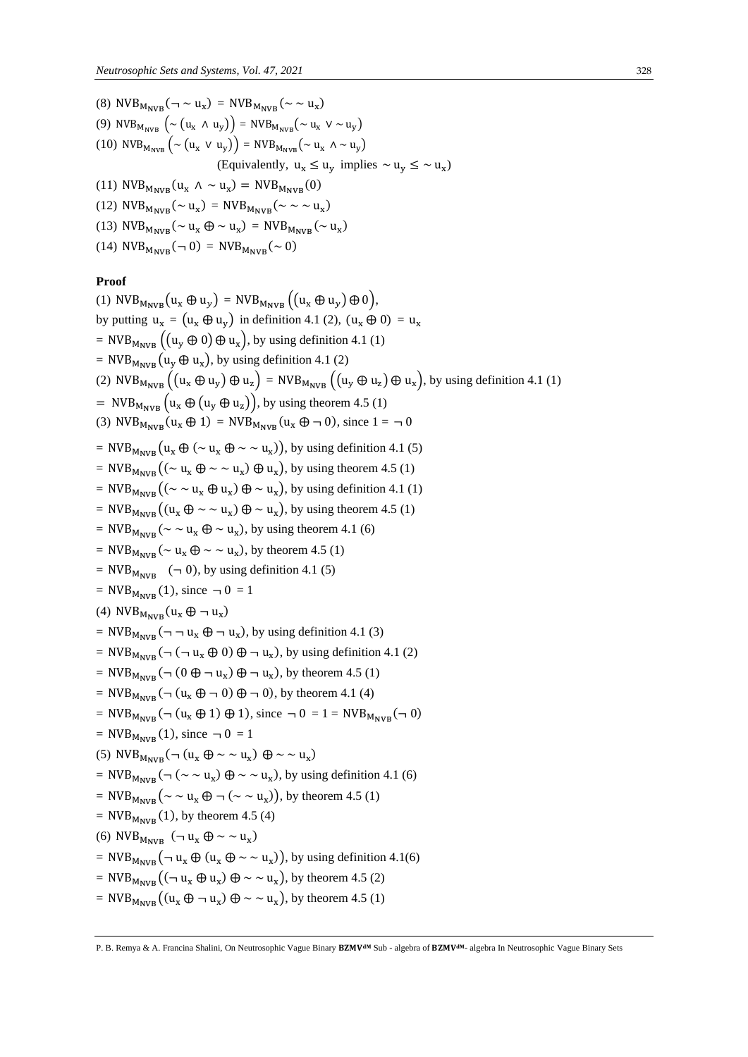(8) $\mathrm{NVB}_{\mathrm{M}_{\mathrm{NVB}}}(\neg \sim \mathrm{u_x}) = \mathrm{NVB}_{\mathrm{M}_{\mathrm{NVB}}}(\sim \sim \mathrm{u_x})$

(9) $\mathrm{NVB}_{\mathrm{M}_{\mathrm{NVB}}}\left(\sim (\mathrm{u_x} \wedge \mathrm{u_y})\right) = \mathrm{NVB}_{\mathrm{M}_{\mathrm{NVB}}}(\sim \mathrm{u_x} \vee \sim \mathrm{u_y})$

(10) $\mathrm{NVB}_{\mathrm{M}_{\mathrm{NVB}}}\left(\sim (\mathrm{u_x} \vee \mathrm{u_y})\right) = \mathrm{NVB}_{\mathrm{M}_{\mathrm{NVB}}}(\sim \mathrm{u_x} \wedge \sim \mathrm{u_y})$

(Equivalently, $\mathrm{u_x} \leq \mathrm{u_y}$ implies $\sim \mathrm{u_y} \leq \sim \mathrm{u_x}$)

(11) $\mathrm{NVB}_{\mathrm{M}_{\mathrm{NVB}}}(\mathrm{u_x} \wedge \sim \mathrm{u_x}) = \mathrm{NVB}_{\mathrm{M}_{\mathrm{NVB}}}(0)$

(12) $\mathrm{NVB}_{\mathrm{M}_{\mathrm{NVB}}}(\sim \mathrm{u_x}) = \mathrm{NVB}_{\mathrm{M}_{\mathrm{NVB}}}(\sim \sim \sim \mathrm{u_x})$

(13) $\mathrm{NVB}_{\mathrm{M}_{\mathrm{NVB}}}(\sim \mathrm{u_x} \oplus \sim \mathrm{u_x}) = \mathrm{NVB}_{\mathrm{M}_{\mathrm{NVB}}}(\sim \mathrm{u_x})$

(14) $\mathrm{NVB}_{\mathrm{M}_{\mathrm{NVB}}}(\neg\, 0) = \mathrm{NVB}_{\mathrm{M}_{\mathrm{NVB}}}(\sim 0)$

**Proof**

(1) $\mathrm{NVB}_{\mathrm{M}_{\mathrm{NVB}}}(\mathrm{u_x} \oplus \mathrm{u_y}) = \mathrm{NVB}_{\mathrm{M}_{\mathrm{NVB}}}\left((\mathrm{u_x} \oplus \mathrm{u_y}) \oplus 0\right)$,

by putting $\mathrm{u_x} = (\mathrm{u_x} \oplus \mathrm{u_y})$ in definition 4.1 (2), $(\mathrm{u_x} \oplus 0) = \mathrm{u_x}$

$= \mathrm{NVB}_{\mathrm{M}_{\mathrm{NVB}}}\left((\mathrm{u_y} \oplus 0) \oplus \mathrm{u_x}\right)$, by using definition 4.1 (1)

$= \mathrm{NVB}_{\mathrm{M}_{\mathrm{NVB}}}(\mathrm{u_y} \oplus \mathrm{u_x})$, by using definition 4.1 (2)

(2) $\mathrm{NVB}_{\mathrm{M}_{\mathrm{NVB}}}\left((\mathrm{u_x} \oplus \mathrm{u_y}) \oplus \mathrm{u_z}\right) = \mathrm{NVB}_{\mathrm{M}_{\mathrm{NVB}}}\left((\mathrm{u_y} \oplus \mathrm{u_z}) \oplus \mathrm{u_x}\right)$, by using definition 4.1 (1)

$= \mathrm{NVB}_{\mathrm{M}_{\mathrm{NVB}}}\left(\mathrm{u_x} \oplus (\mathrm{u_y} \oplus \mathrm{u_z})\right)$, by using theorem 4.5 (1)

(3) $\mathrm{NVB}_{\mathrm{M}_{\mathrm{NVB}}}(\mathrm{u_x} \oplus 1) = \mathrm{NVB}_{\mathrm{M}_{\mathrm{NVB}}}(\mathrm{u_x} \oplus \neg\, 0)$, since $1 = \neg\, 0$

$= \mathrm{NVB}_{\mathrm{M}_{\mathrm{NVB}}}\left(\mathrm{u_x} \oplus (\sim \mathrm{u_x} \oplus \sim \sim \mathrm{u_x})\right)$, by using definition 4.1 (5)

$= \mathrm{NVB}_{\mathrm{M}_{\mathrm{NVB}}}\left((\sim \mathrm{u_x} \oplus \sim \sim \mathrm{u_x}) \oplus \mathrm{u_x}\right)$, by using theorem 4.5 (1)

$= \mathrm{NVB}_{\mathrm{M}_{\mathrm{NVB}}}\left((\sim \sim \mathrm{u_x} \oplus \mathrm{u_x}) \oplus \sim \mathrm{u_x}\right)$, by using definition 4.1 (1)

$= \mathrm{NVB}_{\mathrm{M}_{\mathrm{NVB}}}\left((\mathrm{u_x} \oplus \sim \sim \mathrm{u_x}) \oplus \sim \mathrm{u_x}\right)$, by using theorem 4.5 (1)

$= \mathrm{NVB}_{\mathrm{M}_{\mathrm{NVB}}}(\sim \sim \mathrm{u_x} \oplus \sim \mathrm{u_x})$, by using theorem 4.1 (6)

$= \mathrm{NVB}_{\mathrm{M}_{\mathrm{NVB}}}(\sim \mathrm{u_x} \oplus \sim \sim \mathrm{u_x})$, by theorem 4.5 (1)

$= \mathrm{NVB}_{\mathrm{M}_{\mathrm{NVB}}}(\neg\, 0)$, by using definition 4.1 (5)

$= \mathrm{NVB}_{\mathrm{M}_{\mathrm{NVB}}}(1)$, since $\neg\, 0 = 1$

(4) $\mathrm{NVB}_{\mathrm{M}_{\mathrm{NVB}}}(\mathrm{u_x} \oplus \neg\, \mathrm{u_x})$

$= \mathrm{NVB}_{\mathrm{M}_{\mathrm{NVB}}}(\neg \neg\, \mathrm{u_x} \oplus \neg\, \mathrm{u_x})$, by using definition 4.1 (3)

$= \mathrm{NVB}_{\mathrm{M}_{\mathrm{NVB}}}(\neg\, (\neg\, \mathrm{u_x} \oplus 0) \oplus \neg\, \mathrm{u_x})$, by using definition 4.1 (2)

$= \mathrm{NVB}_{\mathrm{M}_{\mathrm{NVB}}}(\neg\, (0 \oplus \neg\, \mathrm{u_x}) \oplus \neg\, \mathrm{u_x})$, by theorem 4.5 (1)

$= \mathrm{NVB}_{\mathrm{M}_{\mathrm{NVB}}}(\neg\, (\mathrm{u_x} \oplus \neg\, 0) \oplus \neg\, 0)$, by theorem 4.1 (4)

$= \mathrm{NVB}_{\mathrm{M}_{\mathrm{NVB}}}(\neg\, (\mathrm{u_x} \oplus 1) \oplus 1)$, since $\neg\, 0 = 1 = \mathrm{NVB}_{\mathrm{M}_{\mathrm{NVB}}}(\neg\, 0)$

$= \mathrm{NVB}_{\mathrm{M}_{\mathrm{NVB}}}(1)$, since $\neg\, 0 = 1$

(5) $\mathrm{NVB}_{\mathrm{M}_{\mathrm{NVB}}}(\neg\, (\mathrm{u_x} \oplus \sim \sim \mathrm{u_x}) \oplus \sim \sim \mathrm{u_x})$

$= \mathrm{NVB}_{\mathrm{M}_{\mathrm{NVB}}}(\neg\, (\sim \sim \mathrm{u_x}) \oplus \sim \sim \mathrm{u_x})$, by using definition 4.1 (6)

$= \mathrm{NVB}_{\mathrm{M}_{\mathrm{NVB}}}\left(\sim \sim \mathrm{u_x} \oplus \neg\, (\sim \sim \mathrm{u_x})\right)$, by theorem 4.5 (1)

$= \mathrm{NVB}_{\mathrm{M}_{\mathrm{NVB}}}(1)$, by theorem 4.5 (4)

(6) $\mathrm{NVB}_{\mathrm{M}_{\mathrm{NVB}}}(\neg\, \mathrm{u_x} \oplus \sim \sim \mathrm{u_x})$

$= \mathrm{NVB}_{\mathrm{M}_{\mathrm{NVB}}}\left(\neg\, \mathrm{u_x} \oplus (\mathrm{u_x} \oplus \sim \sim \mathrm{u_x})\right)$, by using definition 4.1(6)

$= \mathrm{NVB}_{\mathrm{M}_{\mathrm{NVB}}}\left((\neg\, \mathrm{u_x} \oplus \mathrm{u_x}) \oplus \sim \sim \mathrm{u_x}\right)$, by theorem 4.5 (2)

$= \mathrm{NVB}_{\mathrm{M}_{\mathrm{NVB}}}\left((\mathrm{u_x} \oplus \neg\, \mathrm{u_x}) \oplus \sim \sim \mathrm{u_x}\right)$, by theorem 4.5 (1)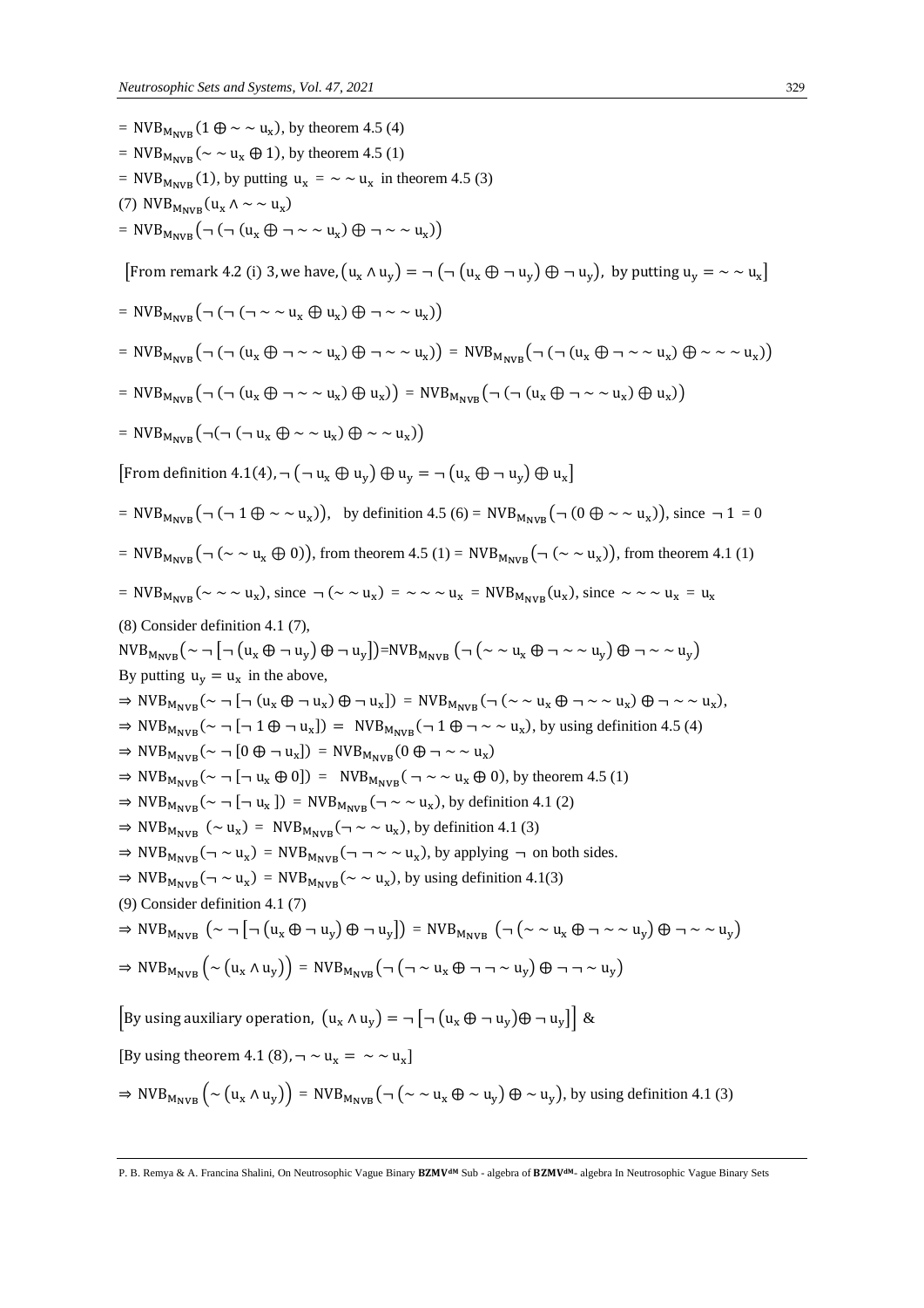$= \mathrm{NVB}_{\mathrm{M_{NVB}}}(1 \oplus \sim\sim u_x)$, by theorem 4.5 (4)

$= \mathrm{NVB}_{\mathrm{M_{NVB}}}(\sim\sim u_x \oplus 1)$, by theorem 4.5 (1)

$= \mathrm{NVB}_{\mathrm{M_{NVB}}}(1)$, by putting $u_x = \sim\sim u_x$ in theorem 4.5 (3)

(7) $\mathrm{NVB}_{\mathrm{M_{NVB}}}(u_x \wedge \sim\sim u_x)$

$= \mathrm{NVB}_{\mathrm{M_{NVB}}}(\neg(\neg(u_x \oplus \neg\sim\sim u_x) \oplus \neg\sim\sim u_x))$

[From remark 4.2 (i) 3, we have, $(u_x \wedge u_y) = \neg(\neg(u_x \oplus \neg u_y) \oplus \neg u_y)$, by putting $u_y = \sim\sim u_x$]

$= \mathrm{NVB}_{\mathrm{M_{NVB}}}(\neg(\neg(\neg\sim\sim u_x \oplus u_x) \oplus \neg\sim\sim u_x))$

$= \mathrm{NVB}_{\mathrm{M_{NVB}}}(\neg(\neg(u_x \oplus \neg\sim\sim u_x) \oplus \neg\sim\sim u_x)) = \mathrm{NVB}_{\mathrm{M_{NVB}}}(\neg(\neg(u_x \oplus \neg\sim\sim u_x) \oplus \sim\sim\sim u_x))$

$= \mathrm{NVB}_{\mathrm{M_{NVB}}}(\neg(\neg(u_x \oplus \neg\sim\sim u_x) \oplus u_x)) = \mathrm{NVB}_{\mathrm{M_{NVB}}}(\neg(\neg(u_x \oplus \neg\sim\sim u_x) \oplus u_x))$

$= \mathrm{NVB}_{\mathrm{M_{NVB}}}(\neg(\neg(\neg u_x \oplus \sim\sim u_x) \oplus \sim\sim u_x))$

[From definition 4.1(4), $\neg(\neg u_x \oplus u_y) \oplus u_y = \neg(u_x \oplus \neg u_y) \oplus u_x$]

$= \mathrm{NVB}_{\mathrm{M_{NVB}}}(\neg(\neg 1 \oplus \sim\sim u_x))$, by definition 4.5 (6) $= \mathrm{NVB}_{\mathrm{M_{NVB}}}(\neg(0 \oplus \sim\sim u_x))$, since $\neg 1 = 0$

$= \mathrm{NVB}_{\mathrm{M_{NVB}}}(\neg(\sim\sim u_x \oplus 0))$, from theorem 4.5 (1) $= \mathrm{NVB}_{\mathrm{M_{NVB}}}(\neg(\sim\sim u_x))$, from theorem 4.1 (1)

$= \mathrm{NVB}_{\mathrm{M_{NVB}}}(\sim\sim\sim u_x)$, since $\neg(\sim\sim u_x) = \sim\sim\sim u_x$ $= \mathrm{NVB}_{\mathrm{M_{NVB}}}(u_x)$, since $\sim\sim\sim u_x = u_x$

(8) Consider definition 4.1 (7),

$\mathrm{NVB}_{\mathrm{M_{NVB}}}(\sim\neg[\neg(u_x \oplus \neg u_y) \oplus \neg u_y])$=$\mathrm{NVB}_{\mathrm{M_{NVB}}}(\neg(\sim\sim u_x \oplus \neg\sim\sim u_y) \oplus \neg\sim\sim u_y)$

By putting $u_y = u_x$ in the above,

$\Rightarrow \mathrm{NVB}_{\mathrm{M_{NVB}}}(\sim\neg[\neg(u_x \oplus \neg u_x) \oplus \neg u_x]) = \mathrm{NVB}_{\mathrm{M_{NVB}}}(\neg(\sim\sim u_x \oplus \neg\sim\sim u_x) \oplus \neg\sim\sim u_x)$,

$\Rightarrow \mathrm{NVB}_{\mathrm{M_{NVB}}}(\sim\neg[\neg 1 \oplus \neg u_x]) = \mathrm{NVB}_{\mathrm{M_{NVB}}}(\neg 1 \oplus \neg\sim\sim u_x)$, by using definition 4.5 (4)

$\Rightarrow \mathrm{NVB}_{\mathrm{M_{NVB}}}(\sim\neg[0 \oplus \neg u_x]) = \mathrm{NVB}_{\mathrm{M_{NVB}}}(0 \oplus \neg\sim\sim u_x)$

$\Rightarrow \mathrm{NVB}_{\mathrm{M_{NVB}}}(\sim\neg[\neg u_x \oplus 0]) = \mathrm{NVB}_{\mathrm{M_{NVB}}}(\neg\sim\sim u_x \oplus 0)$, by theorem 4.5 (1)

$\Rightarrow \mathrm{NVB}_{\mathrm{M_{NVB}}}(\sim\neg[\neg u_x]) = \mathrm{NVB}_{\mathrm{M_{NVB}}}(\neg\sim\sim u_x)$, by definition 4.1 (2)

$\Rightarrow \mathrm{NVB}_{\mathrm{M_{NVB}}}(\sim u_x) = \mathrm{NVB}_{\mathrm{M_{NVB}}}(\neg\sim\sim u_x)$, by definition 4.1 (3)

$\Rightarrow \mathrm{NVB}_{\mathrm{M_{NVB}}}(\neg\sim u_x) = \mathrm{NVB}_{\mathrm{M_{NVB}}}(\neg\neg\sim\sim u_x)$, by applying $\neg$ on both sides.

$\Rightarrow \mathrm{NVB}_{\mathrm{M_{NVB}}}(\neg\sim u_x) = \mathrm{NVB}_{\mathrm{M_{NVB}}}(\sim\sim u_x)$, by using definition 4.1(3)

(9) Consider definition 4.1 (7)

$\Rightarrow \mathrm{NVB}_{\mathrm{M_{NVB}}}(\sim\neg[\neg(u_x \oplus \neg u_y) \oplus \neg u_y]) = \mathrm{NVB}_{\mathrm{M_{NVB}}}(\neg(\sim\sim u_x \oplus \neg\sim\sim u_y) \oplus \neg\sim\sim u_y)$

$\Rightarrow \mathrm{NVB}_{\mathrm{M_{NVB}}}(\sim(u_x \wedge u_y)) = \mathrm{NVB}_{\mathrm{M_{NVB}}}(\neg(\neg\sim u_x \oplus \neg\neg\sim u_y) \oplus \neg\neg\sim u_y)$

[By using auxiliary operation, $(u_x \wedge u_y) = \neg[\neg(u_x \oplus \neg u_y) \oplus \neg u_y]$] &

[By using theorem 4.1 (8), $\neg\sim u_x = \sim\sim u_x$]

$\Rightarrow \mathrm{NVB}_{\mathrm{M_{NVB}}}(\sim(u_x \wedge u_y)) = \mathrm{NVB}_{\mathrm{M_{NVB}}}(\neg(\sim\sim u_x \oplus \sim u_y) \oplus \sim u_y)$, by using definition 4.1 (3)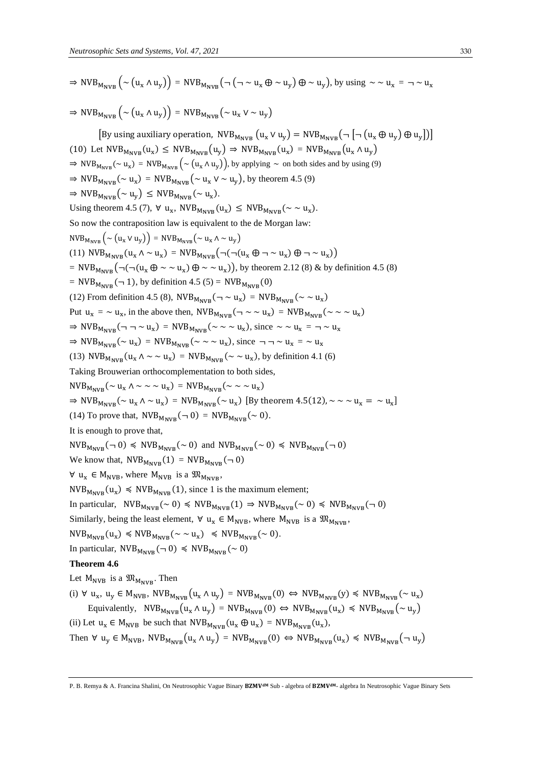$\Rightarrow \mathrm{NVB}_{\mathrm{M_{NVB}}}\left(\sim\left(\mathrm{u_x} \wedge \mathrm{u_y}\right)\right) = \mathrm{NVB}_{\mathrm{M_{NVB}}}\left(\neg\left(\neg \sim \mathrm{u_x} \oplus \sim \mathrm{u_y}\right) \oplus \sim \mathrm{u_y}\right)$, by using $\sim\sim \mathrm{u_x} = \neg \sim \mathrm{u_x}$

$\Rightarrow \mathrm{NVB}_{\mathrm{M_{NVB}}}\left(\sim\left(\mathrm{u_x} \wedge \mathrm{u_y}\right)\right) = \mathrm{NVB}_{\mathrm{M_{NVB}}}\left(\sim \mathrm{u_x} \vee \sim \mathrm{u_y}\right)$

[By using auxiliary operation, $\mathrm{NVB}_{\mathrm{M_{NVB}}}\left(\mathrm{u_x} \vee \mathrm{u_y}\right) = \mathrm{NVB}_{\mathrm{M_{NVB}}}\left(\neg\left[\neg\left(\mathrm{u_x} \oplus \mathrm{u_y}\right) \oplus \mathrm{u_y}\right]\right)$]

(10) Let $\mathrm{NVB}_{\mathrm{M_{NVB}}}(\mathrm{u_x}) \leq \mathrm{NVB}_{\mathrm{M_{NVB}}}(\mathrm{u_y}) \Rightarrow \mathrm{NVB}_{\mathrm{M_{NVB}}}(\mathrm{u_x}) = \mathrm{NVB}_{\mathrm{M_{NVB}}}(\mathrm{u_x} \wedge \mathrm{u_y})$

$\Rightarrow \mathrm{NVB}_{\mathrm{M_{NVB}}}(\sim \mathrm{u_x}) = \mathrm{NVB}_{\mathrm{M_{NVB}}}\left(\sim\left(\mathrm{u_x} \wedge \mathrm{u_y}\right)\right)$, by applying $\sim$ on both sides and by using (9)

$\Rightarrow \mathrm{NVB}_{\mathrm{M_{NVB}}}(\sim \mathrm{u_x}) = \mathrm{NVB}_{\mathrm{M_{NVB}}}\left(\sim \mathrm{u_x} \vee \sim \mathrm{u_y}\right)$, by theorem 4.5 (9)

$\Rightarrow \mathrm{NVB}_{\mathrm{M_{NVB}}}(\sim \mathrm{u_y}) \leq \mathrm{NVB}_{\mathrm{M_{NVB}}}(\sim \mathrm{u_x})$.

Using theorem 4.5 (7), $\forall\ \mathrm{u_x}$, $\mathrm{NVB}_{\mathrm{M_{NVB}}}(\mathrm{u_x}) \leq \mathrm{NVB}_{\mathrm{M_{NVB}}}(\sim\sim \mathrm{u_x})$.

So now the contraposition law is equivalent to the de Morgan law:

$\mathrm{NVB}_{\mathrm{M_{NVB}}}\left(\sim\left(\mathrm{u_x} \vee \mathrm{u_y}\right)\right) = \mathrm{NVB}_{\mathrm{M_{NVB}}}\left(\sim \mathrm{u_x} \wedge \sim \mathrm{u_y}\right)$

(11) $\mathrm{NVB}_{\mathrm{M_{NVB}}}(\mathrm{u_x} \wedge \sim \mathrm{u_x}) = \mathrm{NVB}_{\mathrm{M_{NVB}}}\left(\neg(\neg(\mathrm{u_x} \oplus \neg \sim \mathrm{u_x}) \oplus \neg \sim \mathrm{u_x})\right)$

$= \mathrm{NVB}_{\mathrm{M_{NVB}}}\left(\neg(\neg(\mathrm{u_x} \oplus \sim\sim \mathrm{u_x}) \oplus \sim\sim \mathrm{u_x})\right)$, by theorem 2.12 (8) & by definition 4.5 (8)

$= \mathrm{NVB}_{\mathrm{M_{NVB}}}(\neg 1)$, by definition 4.5 (5) $= \mathrm{NVB}_{\mathrm{M_{NVB}}}(0)$

(12) From definition 4.5 (8), $\mathrm{NVB}_{\mathrm{M_{NVB}}}(\neg \sim \mathrm{u_x}) = \mathrm{NVB}_{\mathrm{M_{NVB}}}(\sim\sim \mathrm{u_x})$

Put $\mathrm{u_x} = \sim \mathrm{u_x}$, in the above then, $\mathrm{NVB}_{\mathrm{M_{NVB}}}(\neg \sim\sim \mathrm{u_x}) = \mathrm{NVB}_{\mathrm{M_{NVB}}}(\sim\sim\sim \mathrm{u_x})$

$\Rightarrow \mathrm{NVB}_{\mathrm{M_{NVB}}}(\neg\neg \sim \mathrm{u_x}) = \mathrm{NVB}_{\mathrm{M_{NVB}}}(\sim\sim\sim \mathrm{u_x})$, since $\sim\sim \mathrm{u_x} = \neg \sim \mathrm{u_x}$

$\Rightarrow \mathrm{NVB}_{\mathrm{M_{NVB}}}(\sim \mathrm{u_x}) = \mathrm{NVB}_{\mathrm{M_{NVB}}}(\sim\sim\sim \mathrm{u_x})$, since $\neg\neg \sim \mathrm{u_x} = \sim \mathrm{u_x}$

(13) $\mathrm{NVB}_{\mathrm{M_{NVB}}}(\mathrm{u_x} \wedge \sim\sim \mathrm{u_x}) = \mathrm{NVB}_{\mathrm{M_{NVB}}}(\sim\sim \mathrm{u_x})$, by definition 4.1 (6)

Taking Brouwerian orthocomplementation to both sides,

$\mathrm{NVB}_{\mathrm{M_{NVB}}}(\sim \mathrm{u_x} \wedge \sim\sim\sim \mathrm{u_x}) = \mathrm{NVB}_{\mathrm{M_{NVB}}}(\sim\sim\sim \mathrm{u_x})$

$\Rightarrow \mathrm{NVB}_{\mathrm{M_{NVB}}}(\sim \mathrm{u_x} \wedge \sim \mathrm{u_x}) = \mathrm{NVB}_{\mathrm{M_{NVB}}}(\sim \mathrm{u_x})$ [By theorem 4.5(12), $\sim\sim\sim \mathrm{u_x} = \sim \mathrm{u_x}$]

(14) To prove that, $\mathrm{NVB}_{\mathrm{M_{NVB}}}(\neg 0) = \mathrm{NVB}_{\mathrm{M_{NVB}}}(\sim 0)$.

It is enough to prove that,

$\mathrm{NVB}_{\mathrm{M_{NVB}}}(\neg 0) \preccurlyeq \mathrm{NVB}_{\mathrm{M_{NVB}}}(\sim 0)$ and $\mathrm{NVB}_{\mathrm{M_{NVB}}}(\sim 0) \preccurlyeq \mathrm{NVB}_{\mathrm{M_{NVB}}}(\neg 0)$

We know that, $\mathrm{NVB}_{\mathrm{M_{NVB}}}(1) = \mathrm{NVB}_{\mathrm{M_{NVB}}}(\neg 0)$

$\forall\ \mathrm{u_x} \in \mathrm{M_{NVB}}$, where $\mathrm{M_{NVB}}$ is a $\mathfrak{M}_{\mathrm{M_{NVB}}}$,

$\mathrm{NVB}_{\mathrm{M_{NVB}}}(\mathrm{u_x}) \preccurlyeq \mathrm{NVB}_{\mathrm{M_{NVB}}}(1)$, since 1 is the maximum element;

In particular, $\mathrm{NVB}_{\mathrm{M_{NVB}}}(\sim 0) \preccurlyeq \mathrm{NVB}_{\mathrm{M_{NVB}}}(1) \Rightarrow \mathrm{NVB}_{\mathrm{M_{NVB}}}(\sim 0) \preccurlyeq \mathrm{NVB}_{\mathrm{M_{NVB}}}(\neg 0)$

Similarly, being the least element, $\forall\ \mathrm{u_x} \in \mathrm{M_{NVB}}$, where $\mathrm{M_{NVB}}$ is a $\mathfrak{M}_{\mathrm{M_{NVB}}}$,

$\mathrm{NVB}_{\mathrm{M_{NVB}}}(\mathrm{u_x}) \preccurlyeq \mathrm{NVB}_{\mathrm{M_{NVB}}}(\sim\sim \mathrm{u_x}) \preccurlyeq \mathrm{NVB}_{\mathrm{M_{NVB}}}(\sim 0)$.

In particular, $\mathrm{NVB}_{\mathrm{M_{NVB}}}(\neg 0) \preccurlyeq \mathrm{NVB}_{\mathrm{M_{NVB}}}(\sim 0)$

**Theorem 4.6**

Let $\mathrm{M_{NVB}}$ is a $\mathfrak{M}_{\mathrm{M_{NVB}}}$. Then

(i) $\forall\ \mathrm{u_x},\ \mathrm{u_y} \in \mathrm{M_{NVB}}$, $\mathrm{NVB}_{\mathrm{M_{NVB}}}\left(\mathrm{u_x} \wedge \mathrm{u_y}\right) = \mathrm{NVB}_{\mathrm{M_{NVB}}}(0) \Leftrightarrow \mathrm{NVB}_{\mathrm{M_{NVB}}}(\mathrm{y}) \preccurlyeq \mathrm{NVB}_{\mathrm{M_{NVB}}}(\sim \mathrm{u_x})$

Equivalently, $\mathrm{NVB}_{\mathrm{M_{NVB}}}\left(\mathrm{u_x} \wedge \mathrm{u_y}\right) = \mathrm{NVB}_{\mathrm{M_{NVB}}}(0) \Leftrightarrow \mathrm{NVB}_{\mathrm{M_{NVB}}}(\mathrm{u_x}) \preccurlyeq \mathrm{NVB}_{\mathrm{M_{NVB}}}\left(\sim \mathrm{u_y}\right)$

(ii) Let $\mathrm{u_x} \in \mathrm{M_{NVB}}$ be such that $\mathrm{NVB}_{\mathrm{M_{NVB}}}(\mathrm{u_x} \oplus \mathrm{u_x}) = \mathrm{NVB}_{\mathrm{M_{NVB}}}(\mathrm{u_x})$,

Then $\forall\ \mathrm{u_y} \in \mathrm{M_{NVB}}$, $\mathrm{NVB}_{\mathrm{M_{NVB}}}\left(\mathrm{u_x} \wedge \mathrm{u_y}\right) = \mathrm{NVB}_{\mathrm{M_{NVB}}}(0) \Leftrightarrow \mathrm{NVB}_{\mathrm{M_{NVB}}}(\mathrm{u_x}) \preccurlyeq \mathrm{NVB}_{\mathrm{M_{NVB}}}\left(\neg \mathrm{u_y}\right)$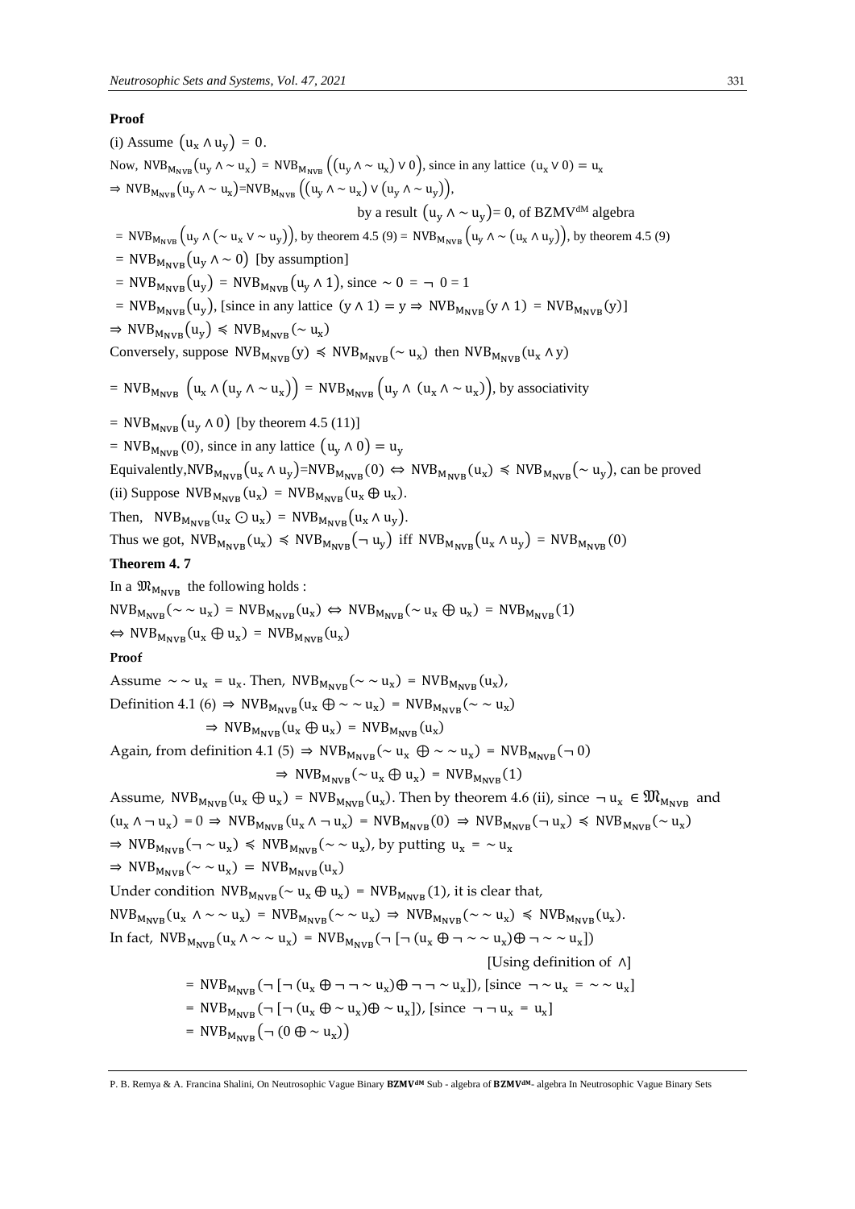**Proof**

(i) Assume $(u_x \wedge u_y) = 0$.

Now, $NVB_{M_{NVB}}(u_y \wedge \sim u_x) = NVB_{M_{NVB}}\left((u_y \wedge \sim u_x) \vee 0\right)$, since in any lattice $(u_x \vee 0) = u_x$

$\Rightarrow NVB_{M_{NVB}}(u_y \wedge \sim u_x) = NVB_{M_{NVB}}\left((u_y \wedge \sim u_x) \vee (u_y \wedge \sim u_y)\right)$,

by a result $(u_y \wedge \sim u_y) = 0$, of BZMV[dM] algebra

$= NVB_{M_{NVB}}\left(u_y \wedge (\sim u_x \vee \sim u_y)\right)$, by theorem 4.5 (9) $= NVB_{M_{NVB}}\left(u_y \wedge \sim (u_x \wedge u_y)\right)$, by theorem 4.5 (9)

$= NVB_{M_{NVB}}(u_y \wedge \sim 0)$ [by assumption]

$= NVB_{M_{NVB}}(u_y) = NVB_{M_{NVB}}(u_y \wedge 1)$, since $\sim 0 = \neg\ 0 = 1$

$= NVB_{M_{NVB}}(u_y)$, [since in any lattice $(y \wedge 1) = y \Rightarrow NVB_{M_{NVB}}(y \wedge 1) = NVB_{M_{NVB}}(y)$]

$\Rightarrow NVB_{M_{NVB}}(u_y) \preccurlyeq NVB_{M_{NVB}}(\sim u_x)$

Conversely, suppose $NVB_{M_{NVB}}(y) \preccurlyeq NVB_{M_{NVB}}(\sim u_x)$ then $NVB_{M_{NVB}}(u_x \wedge y)$

$= NVB_{M_{NVB}}\ \left(u_x \wedge (u_y \wedge \sim u_x)\right) = NVB_{M_{NVB}}\left(u_y \wedge\ (u_x \wedge \sim u_x)\right)$, by associativity

$= NVB_{M_{NVB}}(u_y \wedge 0)$ [by theorem 4.5 (11)]

$= NVB_{M_{NVB}}(0)$, since in any lattice $(u_y \wedge 0) = u_y$

Equivalently, $NVB_{M_{NVB}}(u_x \wedge u_y) = NVB_{M_{NVB}}(0) \Leftrightarrow NVB_{M_{NVB}}(u_x) \preccurlyeq NVB_{M_{NVB}}(\sim u_y)$, can be proved

(ii) Suppose $NVB_{M_{NVB}}(u_x) = NVB_{M_{NVB}}(u_x \oplus u_x)$.

Then, $NVB_{M_{NVB}}(u_x \odot u_x) = NVB_{M_{NVB}}(u_x \wedge u_y)$.

Thus we got, $NVB_{M_{NVB}}(u_x) \preccurlyeq NVB_{M_{NVB}}(\neg\ u_y)$ iff $NVB_{M_{NVB}}(u_x \wedge u_y) = NVB_{M_{NVB}}(0)$

**Theorem 4. 7**

In a $\mathfrak{M}_{M_{NVB}}$ the following holds :

$NVB_{M_{NVB}}(\sim \sim u_x) = NVB_{M_{NVB}}(u_x) \Leftrightarrow NVB_{M_{NVB}}(\sim u_x \oplus u_x) = NVB_{M_{NVB}}(1)$

$\Leftrightarrow NVB_{M_{NVB}}(u_x \oplus u_x) = NVB_{M_{NVB}}(u_x)$

**Proof**

Assume $\sim \sim u_x = u_x$. Then, $NVB_{M_{NVB}}(\sim \sim u_x) = NVB_{M_{NVB}}(u_x)$,

Definition 4.1 (6) $\Rightarrow NVB_{M_{NVB}}(u_x \oplus \sim \sim u_x) = NVB_{M_{NVB}}(\sim \sim u_x)$

$\Rightarrow NVB_{M_{NVB}}(u_x \oplus u_x) = NVB_{M_{NVB}}(u_x)$

Again, from definition 4.1 (5) $\Rightarrow NVB_{M_{NVB}}(\sim u_x\ \oplus \sim \sim u_x) = NVB_{M_{NVB}}(\neg\ 0)$

$\Rightarrow NVB_{M_{NVB}}(\sim u_x \oplus u_x) = NVB_{M_{NVB}}(1)$

Assume, $NVB_{M_{NVB}}(u_x \oplus u_x) = NVB_{M_{NVB}}(u_x)$. Then by theorem 4.6 (ii), since $\neg\ u_x \in \mathfrak{M}_{M_{NVB}}$ and $(u_x \wedge \neg\ u_x) = 0 \Rightarrow NVB_{M_{NVB}}(u_x \wedge \neg\ u_x) = NVB_{M_{NVB}}(0) \Rightarrow NVB_{M_{NVB}}(\neg\ u_x) \preccurlyeq NVB_{M_{NVB}}(\sim u_x)$

$\Rightarrow NVB_{M_{NVB}}(\neg \sim u_x) \preccurlyeq NVB_{M_{NVB}}(\sim \sim u_x)$, by putting $u_x = \sim u_x$

$\Rightarrow NVB_{M_{NVB}}(\sim \sim u_x) = NVB_{M_{NVB}}(u_x)$

Under condition $NVB_{M_{NVB}}(\sim u_x \oplus u_x) = NVB_{M_{NVB}}(1)$, it is clear that,

$NVB_{M_{NVB}}(u_x\ \wedge \sim \sim u_x) = NVB_{M_{NVB}}(\sim \sim u_x) \Rightarrow NVB_{M_{NVB}}(\sim \sim u_x) \preccurlyeq NVB_{M_{NVB}}(u_x)$.

In fact, $NVB_{M_{NVB}}(u_x \wedge \sim \sim u_x) = NVB_{M_{NVB}}(\neg\ [\neg\ (u_x \oplus \neg \sim \sim u_x) \oplus \neg \sim \sim u_x])$

[Using definition of $\wedge$]

$= NVB_{M_{NVB}}(\neg\ [\neg\ (u_x \oplus \neg\ \neg \sim u_x) \oplus \neg\ \neg \sim u_x])$, [since $\neg \sim u_x = \sim \sim u_x$]

$= NVB_{M_{NVB}}(\neg\ [\neg\ (u_x \oplus \sim u_x) \oplus \sim u_x])$, [since $\neg\ \neg\ u_x = u_x$]

$= NVB_{M_{NVB}}\left(\neg\ (0 \oplus \sim u_x)\right)$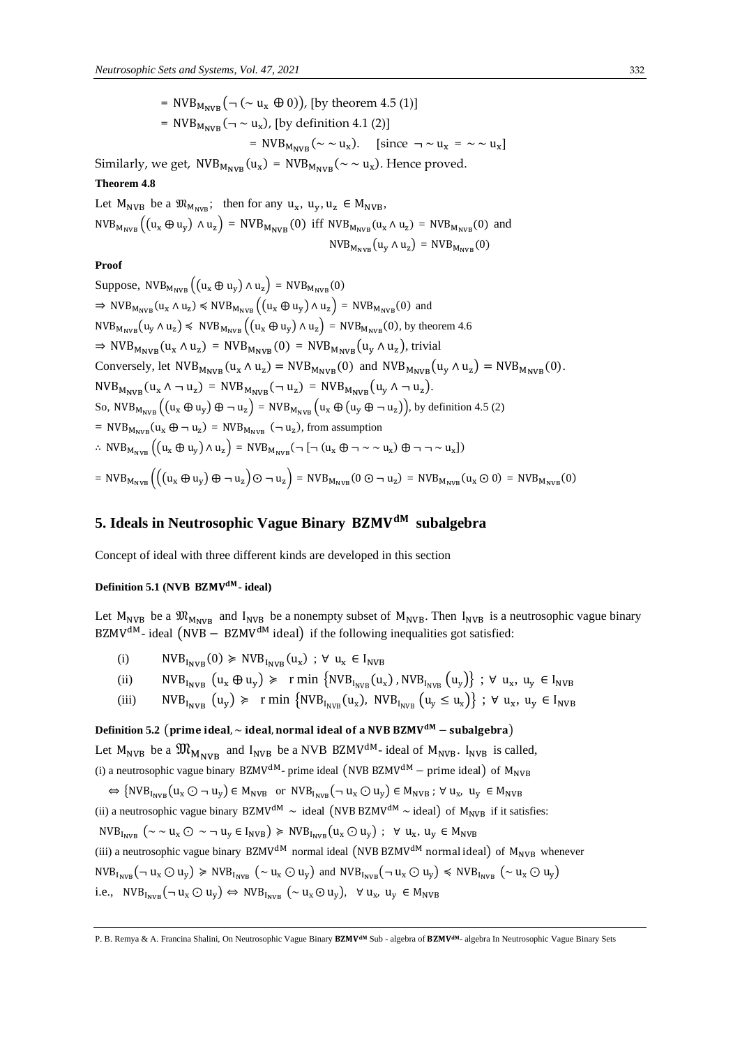$= \mathrm{NVB}_{\mathrm{M_{NVB}}}\left(\neg\,(\sim \mathrm{u_x} \oplus 0)\right)$, [by theorem 4.5 (1)]

$= \mathrm{NVB}_{\mathrm{M_{NVB}}}(\neg \sim \mathrm{u_x})$, [by definition 4.1 (2)]

$= \mathrm{NVB}_{\mathrm{M_{NVB}}}(\sim \sim \mathrm{u_x})$. [since $\neg \sim \mathrm{u_x} = \sim \sim \mathrm{u_x}$]

Similarly, we get, $\mathrm{NVB}_{\mathrm{M_{NVB}}}(\mathrm{u_x}) = \mathrm{NVB}_{\mathrm{M_{NVB}}}(\sim \sim \mathrm{u_x})$. Hence proved.

**Theorem 4.8**

Let $\mathrm{M_{NVB}}$ be a $\mathfrak{M}_{\mathrm{M_{NVB}}}$; then for any $\mathrm{u_x, u_y, u_z} \in \mathrm{M_{NVB}}$,

$\mathrm{NVB}_{\mathrm{M_{NVB}}}\left((\mathrm{u_x} \oplus \mathrm{u_y}) \wedge \mathrm{u_z}\right) = \mathrm{NVB}_{\mathrm{M_{NVB}}}(0)$ iff $\mathrm{NVB}_{\mathrm{M_{NVB}}}(\mathrm{u_x} \wedge \mathrm{u_z}) = \mathrm{NVB}_{\mathrm{M_{NVB}}}(0)$ and $\mathrm{NVB}_{\mathrm{M_{NVB}}}(\mathrm{u_y} \wedge \mathrm{u_z}) = \mathrm{NVB}_{\mathrm{M_{NVB}}}(0)$

**Proof**

Suppose, $\mathrm{NVB}_{\mathrm{M_{NVB}}}\left((\mathrm{u_x} \oplus \mathrm{u_y}) \wedge \mathrm{u_z}\right) = \mathrm{NVB}_{\mathrm{M_{NVB}}}(0)$

$\Rightarrow \mathrm{NVB}_{\mathrm{M_{NVB}}}(\mathrm{u_x} \wedge \mathrm{u_z}) \preccurlyeq \mathrm{NVB}_{\mathrm{M_{NVB}}}\left((\mathrm{u_x} \oplus \mathrm{u_y}) \wedge \mathrm{u_z}\right) = \mathrm{NVB}_{\mathrm{M_{NVB}}}(0)$ and

$\mathrm{NVB}_{\mathrm{M_{NVB}}}(\mathrm{u_y} \wedge \mathrm{u_z}) \preccurlyeq \mathrm{NVB}_{\mathrm{M_{NVB}}}\left((\mathrm{u_x} \oplus \mathrm{u_y}) \wedge \mathrm{u_z}\right) = \mathrm{NVB}_{\mathrm{M_{NVB}}}(0)$, by theorem 4.6

$\Rightarrow \mathrm{NVB}_{\mathrm{M_{NVB}}}(\mathrm{u_x} \wedge \mathrm{u_z}) = \mathrm{NVB}_{\mathrm{M_{NVB}}}(0) = \mathrm{NVB}_{\mathrm{M_{NVB}}}(\mathrm{u_y} \wedge \mathrm{u_z})$, trivial

Conversely, let $\mathrm{NVB}_{\mathrm{M_{NVB}}}(\mathrm{u_x} \wedge \mathrm{u_z}) = \mathrm{NVB}_{\mathrm{M_{NVB}}}(0)$ and $\mathrm{NVB}_{\mathrm{M_{NVB}}}(\mathrm{u_y} \wedge \mathrm{u_z}) = \mathrm{NVB}_{\mathrm{M_{NVB}}}(0)$.

$\mathrm{NVB}_{\mathrm{M_{NVB}}}(\mathrm{u_x} \wedge \neg\, \mathrm{u_z}) = \mathrm{NVB}_{\mathrm{M_{NVB}}}(\neg\, \mathrm{u_z}) = \mathrm{NVB}_{\mathrm{M_{NVB}}}(\mathrm{u_y} \wedge \neg\, \mathrm{u_z})$.

So, $\mathrm{NVB}_{\mathrm{M_{NVB}}}\left((\mathrm{u_x} \oplus \mathrm{u_y}) \oplus \neg\, \mathrm{u_z}\right) = \mathrm{NVB}_{\mathrm{M_{NVB}}}\left(\mathrm{u_x} \oplus (\mathrm{u_y} \oplus \neg\, \mathrm{u_z})\right)$, by definition 4.5 (2)

$= \mathrm{NVB}_{\mathrm{M_{NVB}}}(\mathrm{u_x} \oplus \neg\, \mathrm{u_z}) = \mathrm{NVB}_{\mathrm{M_{NVB}}}(\neg\, \mathrm{u_z})$, from assumption

$\therefore \mathrm{NVB}_{\mathrm{M_{NVB}}}\left((\mathrm{u_x} \oplus \mathrm{u_y}) \wedge \mathrm{u_z}\right) = \mathrm{NVB}_{\mathrm{M_{NVB}}}(\neg\, [\neg\, (\mathrm{u_x} \oplus \neg \sim \sim \mathrm{u_x}) \oplus \neg\, \neg \sim \mathrm{u_x}])$

$= \mathrm{NVB}_{\mathrm{M_{NVB}}}\left(\left((\mathrm{u_x} \oplus \mathrm{u_y}) \oplus \neg\, \mathrm{u_z}\right) \odot \neg\, \mathrm{u_z}\right) = \mathrm{NVB}_{\mathrm{M_{NVB}}}(0 \odot \neg\, \mathrm{u_z}) = \mathrm{NVB}_{\mathrm{M_{NVB}}}(\mathrm{u_x} \odot 0) = \mathrm{NVB}_{\mathrm{M_{NVB}}}(0)$

## 5. Ideals in Neutrosophic Vague Binary $\mathrm{BZMV^{dM}}$ subalgebra

Concept of ideal with three different kinds are developed in this section

**Definition 5.1 (NVB $\mathrm{BZMV^{dM}}$- ideal)**

Let $\mathrm{M_{NVB}}$ be a $\mathfrak{M}_{\mathrm{M_{NVB}}}$ and $\mathrm{I_{NVB}}$ be a nonempty subset of $\mathrm{M_{NVB}}$. Then $\mathrm{I_{NVB}}$ is a neutrosophic vague binary $\mathrm{BZMV^{dM}}$- ideal $(\mathrm{NVB - BZMV^{dM}}$ ideal$)$ if the following inequalities got satisfied:

(i) $\mathrm{NVB}_{\mathrm{I_{NVB}}}(0) \succcurlyeq \mathrm{NVB}_{\mathrm{I_{NVB}}}(\mathrm{u_x})$ ; $\forall\ \mathrm{u_x} \in \mathrm{I_{NVB}}$

(ii) $\mathrm{NVB}_{\mathrm{I_{NVB}}}(\mathrm{u_x} \oplus \mathrm{u_y}) \succcurlyeq \mathrm{r\,min}\left\{\mathrm{NVB}_{\mathrm{I_{NVB}}}(\mathrm{u_x}), \mathrm{NVB}_{\mathrm{I_{NVB}}}(\mathrm{u_y})\right\}$ ; $\forall\ \mathrm{u_x, u_y} \in \mathrm{I_{NVB}}$

(iii) $\mathrm{NVB}_{\mathrm{I_{NVB}}}(\mathrm{u_y}) \succcurlyeq \mathrm{r\,min}\left\{\mathrm{NVB}_{\mathrm{I_{NVB}}}(\mathrm{u_x}), \mathrm{NVB}_{\mathrm{I_{NVB}}}(\mathrm{u_y} \leq \mathrm{u_x})\right\}$ ; $\forall\ \mathrm{u_x, u_y} \in \mathrm{I_{NVB}}$

**Definition 5.2 (prime ideal, ~ ideal, normal ideal of a NVB $\mathrm{BZMV^{dM}}$ – subalgebra)**

Let $\mathrm{M_{NVB}}$ be a $\mathfrak{M}_{\mathrm{M_{NVB}}}$ and $\mathrm{I_{NVB}}$ be a NVB $\mathrm{BZMV^{dM}}$- ideal of $\mathrm{M_{NVB}}$. $\mathrm{I_{NVB}}$ is called,

(i) a neutrosophic vague binary $\mathrm{BZMV^{dM}}$- prime ideal (NVB $\mathrm{BZMV^{dM}}$ – prime ideal) of $\mathrm{M_{NVB}}$

$\Leftrightarrow \{\mathrm{NVB}_{\mathrm{I_{NVB}}}(\mathrm{u_x} \odot \neg\, \mathrm{u_y}) \in \mathrm{M_{NVB}}$ or $\mathrm{NVB}_{\mathrm{I_{NVB}}}(\neg\, \mathrm{u_x} \odot \mathrm{u_y}) \in \mathrm{M_{NVB}}$ ; $\forall\ \mathrm{u_x, u_y} \in \mathrm{M_{NVB}}$

(ii) a neutrosophic vague binary $\mathrm{BZMV^{dM}}$ ~ ideal (NVB $\mathrm{BZMV^{dM}}$ ~ ideal) of $\mathrm{M_{NVB}}$ if it satisfies:

$\mathrm{NVB}_{\mathrm{I_{NVB}}}(\sim \sim \mathrm{u_x} \odot \sim \neg\, \mathrm{u_y} \in \mathrm{I_{NVB}}) \succcurlyeq \mathrm{NVB}_{\mathrm{I_{NVB}}}(\mathrm{u_x} \odot \mathrm{u_y})$ ; $\forall\ \mathrm{u_x, u_y} \in \mathrm{M_{NVB}}$

(iii) a neutrosophic vague binary $\mathrm{BZMV^{dM}}$ normal ideal (NVB $\mathrm{BZMV^{dM}}$ normal ideal) of $\mathrm{M_{NVB}}$ whenever

$\mathrm{NVB}_{\mathrm{I_{NVB}}}(\neg\, \mathrm{u_x} \odot \mathrm{u_y}) \succcurlyeq \mathrm{NVB}_{\mathrm{I_{NVB}}}(\sim \mathrm{u_x} \odot \mathrm{u_y})$ and $\mathrm{NVB}_{\mathrm{I_{NVB}}}(\neg\, \mathrm{u_x} \odot \mathrm{u_y}) \preccurlyeq \mathrm{NVB}_{\mathrm{I_{NVB}}}(\sim \mathrm{u_x} \odot \mathrm{u_y})$

i.e., $\mathrm{NVB}_{\mathrm{I_{NVB}}}(\neg\, \mathrm{u_x} \odot \mathrm{u_y}) \Leftrightarrow \mathrm{NVB}_{\mathrm{I_{NVB}}}(\sim \mathrm{u_x} \odot \mathrm{u_y})$, $\forall\ \mathrm{u_x, u_y} \in \mathrm{M_{NVB}}$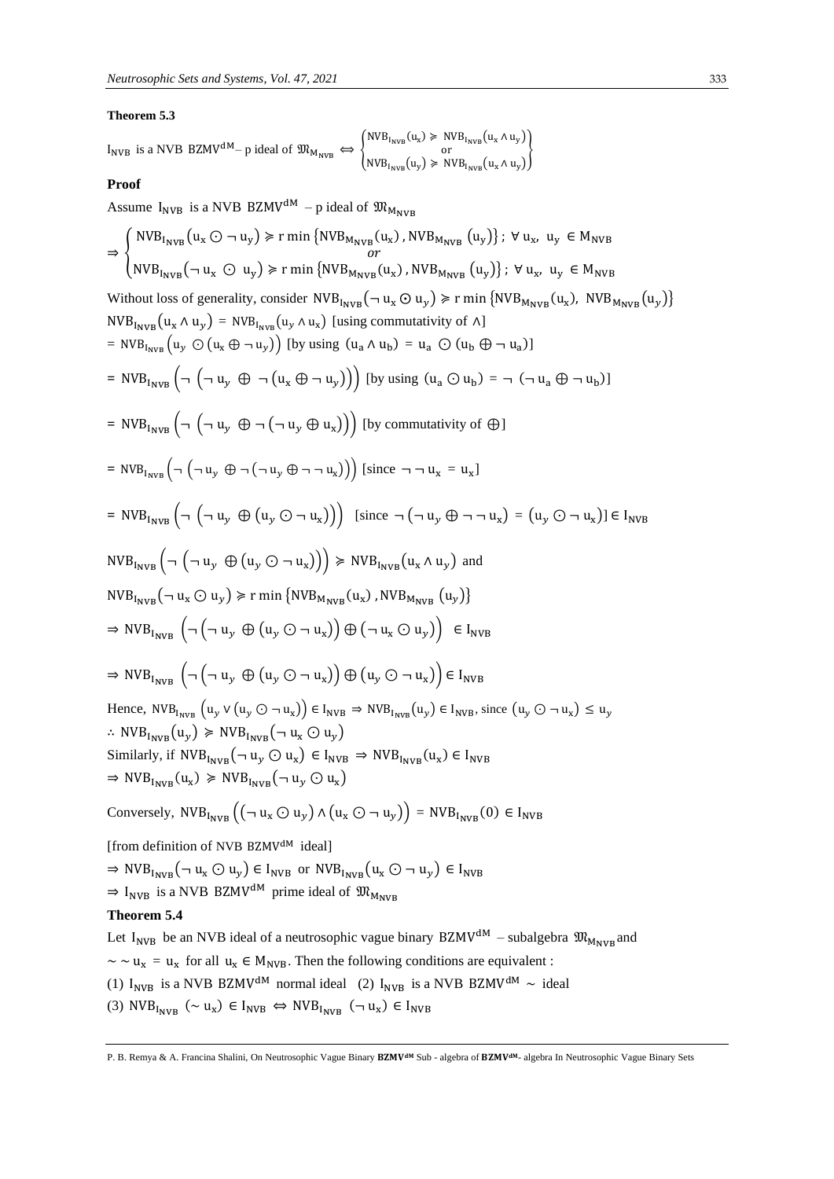**Theorem 5.3**

$I_{NVB}$ is a NVB $BZMV^{dM}$– p ideal of $\mathfrak{M}_{M_{NVB}} \Leftrightarrow \begin{Bmatrix} NVB_{I_{NVB}}(u_x) \geqslant NVB_{I_{NVB}}(u_x \wedge u_y) \\ \text{or} \\ NVB_{I_{NVB}}(u_y) \geqslant NVB_{I_{NVB}}(u_x \wedge u_y) \end{Bmatrix}$

**Proof**

Assume $I_{NVB}$ is a NVB $BZMV^{dM}$ – p ideal of $\mathfrak{M}_{M_{NVB}}$

$$\Rightarrow \begin{cases} NVB_{I_{NVB}}(u_x \odot \neg u_y) \geqslant r\min\{NVB_{M_{NVB}}(u_x), NVB_{M_{NVB}}(u_y)\};\ \forall\, u_x,\ u_y \in M_{NVB} \\ \qquad\qquad\qquad or \\ NVB_{I_{NVB}}(\neg u_x \odot u_y) \geqslant r\min\{NVB_{M_{NVB}}(u_x), NVB_{M_{NVB}}(u_y)\};\ \forall\, u_x,\ u_y \in M_{NVB} \end{cases}$$

Without loss of generality, consider $NVB_{I_{NVB}}(\neg u_x \odot u_y) \geqslant r\min\{NVB_{M_{NVB}}(u_x),\ NVB_{M_{NVB}}(u_y)\}$

$NVB_{I_{NVB}}(u_x \wedge u_y) = NVB_{I_{NVB}}(u_y \wedge u_x)$ [using commutativity of $\wedge$]

$= NVB_{I_{NVB}}(u_y \odot (u_x \oplus \neg u_y))$ [by using $(u_a \wedge u_b) = u_a \odot (u_b \oplus \neg u_a)$]

$= NVB_{I_{NVB}}\left(\neg\left(\neg u_y \oplus \neg(u_x \oplus \neg u_y)\right)\right)$ [by using $(u_a \odot u_b) = \neg(\neg u_a \oplus \neg u_b)$]

$= NVB_{I_{NVB}}\left(\neg\left(\neg u_y \oplus \neg(\neg u_y \oplus u_x)\right)\right)$ [by commutativity of $\oplus$]

$= NVB_{I_{NVB}}\left(\neg\left(\neg u_y \oplus \neg(\neg u_y \oplus \neg\neg u_x)\right)\right)$ [since $\neg\neg u_x = u_x$]

$= NVB_{I_{NVB}}\left(\neg\left(\neg u_y \oplus (u_y \odot \neg u_x)\right)\right)$ [since $\neg(\neg u_y \oplus \neg\neg u_x) = (u_y \odot \neg u_x)] \in I_{NVB}$

$NVB_{I_{NVB}}\left(\neg\left(\neg u_y \oplus (u_y \odot \neg u_x)\right)\right) \geqslant NVB_{I_{NVB}}(u_x \wedge u_y)$ and

$NVB_{I_{NVB}}(\neg u_x \odot u_y) \geqslant r\min\{NVB_{M_{NVB}}(u_x), NVB_{M_{NVB}}(u_y)\}$

$\Rightarrow NVB_{I_{NVB}}\left(\neg\left(\neg u_y \oplus (u_y \odot \neg u_x)\right) \oplus (\neg u_x \odot u_y)\right) \in I_{NVB}$

$\Rightarrow NVB_{I_{NVB}}\left(\neg\left(\neg u_y \oplus (u_y \odot \neg u_x)\right) \oplus (u_y \odot \neg u_x)\right) \in I_{NVB}$

Hence, $NVB_{I_{NVB}}\left(u_y \vee (u_y \odot \neg u_x)\right) \in I_{NVB} \Rightarrow NVB_{I_{NVB}}(u_y) \in I_{NVB}$, since $(u_y \odot \neg u_x) \leq u_y$

$\therefore NVB_{I_{NVB}}(u_y) \geqslant NVB_{I_{NVB}}(\neg u_x \odot u_y)$

Similarly, if $NVB_{I_{NVB}}(\neg u_y \odot u_x) \in I_{NVB} \Rightarrow NVB_{I_{NVB}}(u_x) \in I_{NVB}$

$\Rightarrow NVB_{I_{NVB}}(u_x) \geqslant NVB_{I_{NVB}}(\neg u_y \odot u_x)$

Conversely, $NVB_{I_{NVB}}\left((\neg u_x \odot u_y) \wedge (u_x \odot \neg u_y)\right) = NVB_{I_{NVB}}(0) \in I_{NVB}$

[from definition of NVB $BZMV^{dM}$ ideal]

$\Rightarrow NVB_{I_{NVB}}(\neg u_x \odot u_y) \in I_{NVB}$ or $NVB_{I_{NVB}}(u_x \odot \neg u_y) \in I_{NVB}$

$\Rightarrow I_{NVB}$ is a NVB $BZMV^{dM}$ prime ideal of $\mathfrak{M}_{M_{NVB}}$

**Theorem 5.4**

Let $I_{NVB}$ be an NVB ideal of a neutrosophic vague binary $BZMV^{dM}$ – subalgebra $\mathfrak{M}_{M_{NVB}}$ and $\sim\sim u_x = u_x$ for all $u_x \in M_{NVB}$. Then the following conditions are equivalent :

(1) $I_{NVB}$ is a NVB $BZMV^{dM}$ normal ideal (2) $I_{NVB}$ is a NVB $BZMV^{dM} \sim$ ideal

(3) $NVB_{I_{NVB}}(\sim u_x) \in I_{NVB} \Leftrightarrow NVB_{I_{NVB}}(\neg u_x) \in I_{NVB}$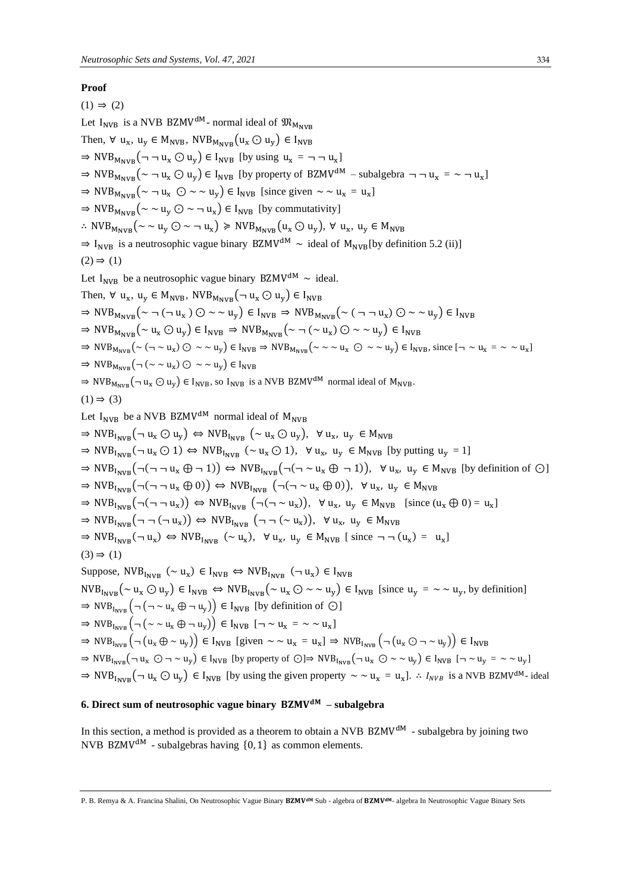**Proof**

$(1) \Rightarrow (2)$

Let $I_{NVB}$ is a NVB $BZMV^{dM}$- normal ideal of $\mathfrak{M}_{M_{NVB}}$

Then, $\forall\ u_x,\ u_y \in M_{NVB},\ NVB_{M_{NVB}}(u_x \odot u_y) \in I_{NVB}$

$\Rightarrow NVB_{M_{NVB}}(\neg\neg u_x \odot u_y) \in I_{NVB}$ [by using $u_x = \neg\neg u_x$]

$\Rightarrow NVB_{M_{NVB}}(\sim\neg u_x \odot u_y) \in I_{NVB}$ [by property of $BZMV^{dM}$ – subalgebra $\neg\neg u_x = \sim\neg u_x$]

$\Rightarrow NVB_{M_{NVB}}(\sim\neg u_x \odot \sim\sim u_y) \in I_{NVB}$ [since given $\sim\sim u_x = u_x$]

$\Rightarrow NVB_{M_{NVB}}(\sim\sim u_y \odot \sim\neg u_x) \in I_{NVB}$ [by commutativity]

$\therefore NVB_{M_{NVB}}(\sim\sim u_y \odot \sim\neg u_x) \succcurlyeq NVB_{M_{NVB}}(u_x \odot u_y),\ \forall\ u_x,\ u_y \in M_{NVB}$

$\Rightarrow I_{NVB}$ is a neutrosophic vague binary $BZMV^{dM} \sim$ ideal of $M_{NVB}$[by definition 5.2 (ii)]

$(2) \Rightarrow (1)$

Let $I_{NVB}$ be a neutrosophic vague binary $BZMV^{dM} \sim$ ideal.

Then, $\forall\ u_x,\ u_y \in M_{NVB},\ NVB_{M_{NVB}}(\neg u_x \odot u_y) \in I_{NVB}$

$\Rightarrow NVB_{M_{NVB}}(\sim\neg(\neg u_x) \odot \sim\sim u_y) \in I_{NVB} \Rightarrow NVB_{M_{NVB}}(\sim(\neg\neg u_x) \odot \sim\sim u_y) \in I_{NVB}$

$\Rightarrow NVB_{M_{NVB}}(\sim u_x \odot u_y) \in I_{NVB} \Rightarrow NVB_{M_{NVB}}(\sim\neg(\sim u_x) \odot \sim\sim u_y) \in I_{NVB}$

$\Rightarrow NVB_{M_{NVB}}(\sim(\neg\sim u_x) \odot \sim\sim u_y) \in I_{NVB} \Rightarrow NVB_{M_{NVB}}(\sim\sim\sim u_x \odot \sim\sim u_y) \in I_{NVB}$, since $[\neg\sim u_x = \sim\sim u_x]$

$\Rightarrow NVB_{M_{NVB}}(\neg(\sim\sim u_x) \odot \sim\sim u_y) \in I_{NVB}$

$\Rightarrow NVB_{M_{NVB}}(\neg u_x \odot u_y) \in I_{NVB}$, so $I_{NVB}$ is a NVB $BZMV^{dM}$ normal ideal of $M_{NVB}$.

$(1) \Rightarrow (3)$

Let $I_{NVB}$ be a NVB $BZMV^{dM}$ normal ideal of $M_{NVB}$

$\Rightarrow NVB_{I_{NVB}}(\neg u_x \odot u_y) \Leftrightarrow NVB_{I_{NVB}}(\sim u_x \odot u_y),\ \ \forall\ u_x,\ u_y \in M_{NVB}$

$\Rightarrow NVB_{I_{NVB}}(\neg u_x \odot 1) \Leftrightarrow NVB_{I_{NVB}}(\sim u_x \odot 1),\ \ \forall\ u_x,\ u_y \in M_{NVB}$ [by putting $u_y = 1$]

$\Rightarrow NVB_{I_{NVB}}(\neg(\neg\neg u_x \oplus \neg 1)) \Leftrightarrow NVB_{I_{NVB}}(\neg(\neg\sim u_x \oplus \neg 1)),\ \ \forall\ u_x,\ u_y \in M_{NVB}$ [by definition of $\odot$]

$\Rightarrow NVB_{I_{NVB}}(\neg(\neg\neg u_x \oplus 0)) \Leftrightarrow NVB_{I_{NVB}}(\neg(\neg\sim u_x \oplus 0)),\ \ \forall\ u_x,\ u_y \in M_{NVB}$

$\Rightarrow NVB_{I_{NVB}}(\neg(\neg\neg u_x)) \Leftrightarrow NVB_{I_{NVB}}(\neg(\neg\sim u_x)),\ \ \forall\ u_x,\ u_y \in M_{NVB}$ [since $(u_x \oplus 0) = u_x$]

$\Rightarrow NVB_{I_{NVB}}(\neg\neg(\neg u_x)) \Leftrightarrow NVB_{I_{NVB}}(\neg\neg(\sim u_x)),\ \ \forall\ u_x,\ u_y \in M_{NVB}$

$\Rightarrow NVB_{I_{NVB}}(\neg u_x) \Leftrightarrow NVB_{I_{NVB}}(\sim u_x),\ \ \forall\ u_x,\ u_y \in M_{NVB}$ [ since $\neg\neg(u_x) = u_x$]

$(3) \Rightarrow (1)$

Suppose, $NVB_{I_{NVB}}(\sim u_x) \in I_{NVB} \Leftrightarrow NVB_{I_{NVB}}(\neg u_x) \in I_{NVB}$

$NVB_{I_{NVB}}(\sim u_x \odot u_y) \in I_{NVB} \Leftrightarrow NVB_{I_{NVB}}(\sim u_x \odot \sim\sim u_y) \in I_{NVB}$ [since $u_y = \sim\sim u_y$, by definition]

$\Rightarrow NVB_{I_{NVB}}(\neg(\neg\sim u_x \oplus \neg u_y)) \in I_{NVB}$ [by definition of $\odot$]

$\Rightarrow NVB_{I_{NVB}}(\neg(\sim\sim u_x \oplus \neg u_y)) \in I_{NVB}$ [$\neg\sim u_x = \sim\sim u_x$]

$\Rightarrow NVB_{I_{NVB}}(\neg(u_x \oplus \sim u_y)) \in I_{NVB}$ [given $\sim\sim u_x = u_x$] $\Rightarrow NVB_{I_{NVB}}(\neg(u_x \odot \neg\sim u_y)) \in I_{NVB}$

$\Rightarrow NVB_{I_{NVB}}(\neg u_x \odot \neg\sim u_y) \in I_{NVB}$ [by property of $\odot$]$\Rightarrow NVB_{I_{NVB}}(\neg u_x \odot \sim\sim u_y) \in I_{NVB}$ [$\neg\sim u_y = \sim\sim u_y$]

$\Rightarrow NVB_{I_{NVB}}(\neg u_x \odot u_y) \in I_{NVB}$ [by using the given property $\sim\sim u_x = u_x$]. $\therefore I_{NVB}$ is a NVB $BZMV^{dM}$- ideal

## 6. Direct sum of neutrosophic vague binary $BZMV^{dM}$ – subalgebra

In this section, a method is provided as a theorem to obtain a NVB $BZMV^{dM}$ - subalgebra by joining two NVB $BZMV^{dM}$ - subalgebras having $\{0, 1\}$ as common elements.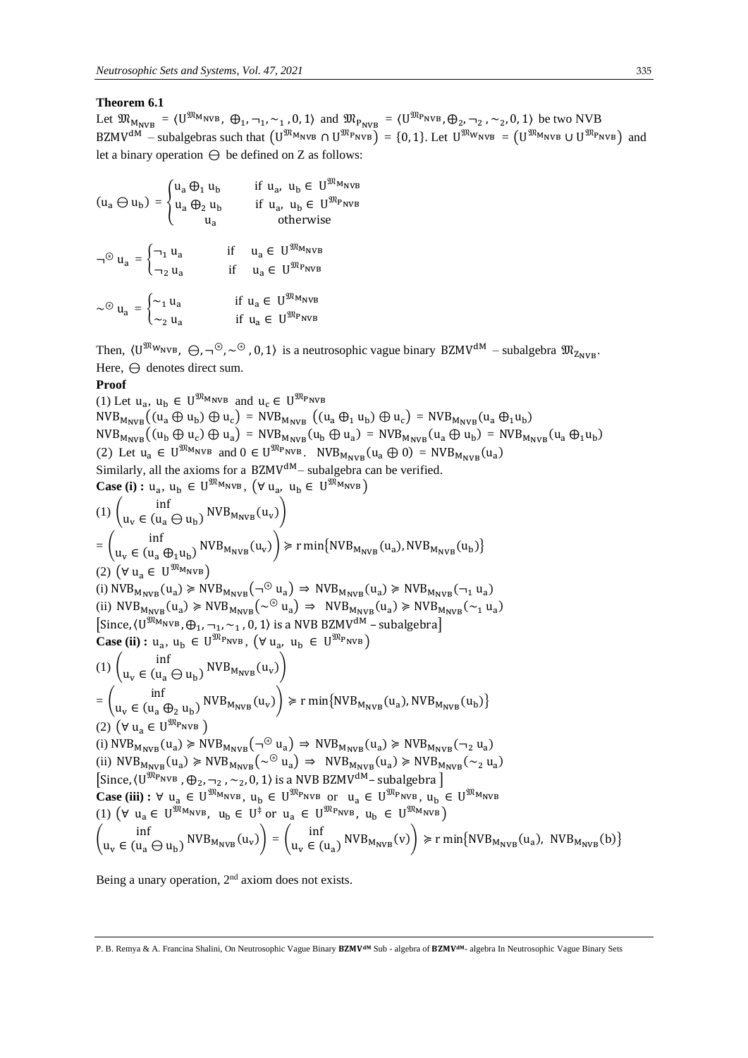**Theorem 6.1**

Let $\mathfrak{M}_{M_{NVB}} = \langle U^{\mathfrak{M}_{M_{NVB}}}, \oplus_1, \neg_1, \sim_1, 0, 1\rangle$ and $\mathfrak{M}_{P_{NVB}} = \langle U^{\mathfrak{M}_{P_{NVB}}}, \oplus_2, \neg_2, \sim_2, 0, 1\rangle$ be two NVB $BZMV^{dM}$ – subalgebras such that $\left(U^{\mathfrak{M}_{M_{NVB}}} \cap U^{\mathfrak{M}_{P_{NVB}}}\right) = \{0, 1\}$. Let $U^{\mathfrak{M}_{W_{NVB}}} = \left(U^{\mathfrak{M}_{M_{NVB}}} \cup U^{\mathfrak{M}_{P_{NVB}}}\right)$ and let a binary operation $\ominus$ be defined on Z as follows:

$$(u_a \ominus u_b) = \begin{cases} u_a \oplus_1 u_b & \text{if } u_a,\ u_b \in U^{\mathfrak{M}_{M_{NVB}}} \\ u_a \oplus_2 u_b & \text{if } u_a,\ u_b \in U^{\mathfrak{M}_{P_{NVB}}} \\ u_a & \text{otherwise} \end{cases}$$

$$\neg^{\otimes} u_a = \begin{cases} \neg_1 u_a & \text{if } u_a \in U^{\mathfrak{M}_{M_{NVB}}} \\ \neg_2 u_a & \text{if } u_a \in U^{\mathfrak{M}_{P_{NVB}}} \end{cases}$$

$$\sim^{\otimes} u_a = \begin{cases} \sim_1 u_a & \text{if } u_a \in U^{\mathfrak{M}_{M_{NVB}}} \\ \sim_2 u_a & \text{if } u_a \in U^{\mathfrak{M}_{P_{NVB}}} \end{cases}$$

Then, $\langle U^{\mathfrak{M}_{W_{NVB}}}, \ominus, \neg^{\otimes}, \sim^{\otimes}, 0, 1\rangle$ is a neutrosophic vague binary $BZMV^{dM}$ – subalgebra $\mathfrak{M}_{Z_{NVB}}$. Here, $\ominus$ denotes direct sum.

**Proof**

(1) Let $u_a,\ u_b \in U^{\mathfrak{M}_{M_{NVB}}}$ and $u_c \in U^{\mathfrak{M}_{P_{NVB}}}$

$NVB_{M_{NVB}}\left((u_a \oplus u_b) \oplus u_c\right) = NVB_{M_{NVB}}\left((u_a \oplus_1 u_b) \oplus u_c\right) = NVB_{M_{NVB}}(u_a \oplus_1 u_b)$

$NVB_{M_{NVB}}\left((u_b \oplus u_c) \oplus u_a\right) = NVB_{M_{NVB}}(u_b \oplus u_a) = NVB_{M_{NVB}}(u_a \oplus u_b) = NVB_{M_{NVB}}(u_a \oplus_1 u_b)$

(2) Let $u_a \in U^{\mathfrak{M}_{M_{NVB}}}$ and $0 \in U^{\mathfrak{M}_{P_{NVB}}}$. $NVB_{M_{NVB}}(u_a \oplus 0) = NVB_{M_{NVB}}(u_a)$

Similarly, all the axioms for a $BZMV^{dM}$– subalgebra can be verified.

**Case (i) :** $u_a,\ u_b \in U^{\mathfrak{M}_{M_{NVB}}}$, $\left(\forall\ u_a,\ u_b \in U^{\mathfrak{M}_{M_{NVB}}}\right)$

(1) $\left(\inf_{u_v \in (u_a \ominus u_b)} NVB_{M_{NVB}}(u_v)\right)$

$= \left(\inf_{u_v \in (u_a \oplus_1 u_b)} NVB_{M_{NVB}}(u_v)\right) \succcurlyeq r\min\{NVB_{M_{NVB}}(u_a), NVB_{M_{NVB}}(u_b)\}$

(2) $\left(\forall\ u_a \in U^{\mathfrak{M}_{M_{NVB}}}\right)$

(i) $NVB_{M_{NVB}}(u_a) \succcurlyeq NVB_{M_{NVB}}(\neg^{\otimes} u_a) \Rightarrow NVB_{M_{NVB}}(u_a) \succcurlyeq NVB_{M_{NVB}}(\neg_1 u_a)$

(ii) $NVB_{M_{NVB}}(u_a) \succcurlyeq NVB_{M_{NVB}}(\sim^{\otimes} u_a) \Rightarrow NVB_{M_{NVB}}(u_a) \succcurlyeq NVB_{M_{NVB}}(\sim_1 u_a)$

[Since, $\langle U^{\mathfrak{M}_{M_{NVB}}}, \oplus_1, \neg_1, \sim_1, 0, 1\rangle$ is a NVB $BZMV^{dM}$ – subalgebra]

**Case (ii) :** $u_a,\ u_b \in U^{\mathfrak{M}_{P_{NVB}}}$, $\left(\forall\ u_a,\ u_b \in U^{\mathfrak{M}_{P_{NVB}}}\right)$

(1) $\left(\inf_{u_v \in (u_a \ominus u_b)} NVB_{M_{NVB}}(u_v)\right)$

$= \left(\inf_{u_v \in (u_a \oplus_2 u_b)} NVB_{M_{NVB}}(u_v)\right) \succcurlyeq r\min\{NVB_{M_{NVB}}(u_a), NVB_{M_{NVB}}(u_b)\}$

(2) $\left(\forall\ u_a \in U^{\mathfrak{M}_{P_{NVB}}}\right)$

(i) $NVB_{M_{NVB}}(u_a) \succcurlyeq NVB_{M_{NVB}}(\neg^{\otimes} u_a) \Rightarrow NVB_{M_{NVB}}(u_a) \succcurlyeq NVB_{M_{NVB}}(\neg_2 u_a)$

(ii) $NVB_{M_{NVB}}(u_a) \succcurlyeq NVB_{M_{NVB}}(\sim^{\otimes} u_a) \Rightarrow NVB_{M_{NVB}}(u_a) \succcurlyeq NVB_{M_{NVB}}(\sim_2 u_a)$

[Since, $\langle U^{\mathfrak{M}_{P_{NVB}}}, \oplus_2, \neg_2, \sim_2, 0, 1\rangle$ is a NVB $BZMV^{dM}$– subalgebra ]

**Case (iii) :** $\forall\ u_a \in U^{\mathfrak{M}_{M_{NVB}}},\ u_b \in U^{\mathfrak{M}_{P_{NVB}}}$ or $u_a \in U^{\mathfrak{M}_{P_{NVB}}},\ u_b \in U^{\mathfrak{M}_{M_{NVB}}}$

(1) $\left(\forall\ u_a \in U^{\mathfrak{M}_{M_{NVB}}},\ u_b \in U^{\ddagger} \text{ or } u_a \in U^{\mathfrak{M}_{P_{NVB}}},\ u_b \in U^{\mathfrak{M}_{M_{NVB}}}\right)$

$\left(\inf_{u_v \in (u_a \ominus u_b)} NVB_{M_{NVB}}(u_v)\right) = \left(\inf_{u_v \in (u_a)} NVB_{M_{NVB}}(v)\right) \succcurlyeq r\min\{NVB_{M_{NVB}}(u_a),\ NVB_{M_{NVB}}(b)\}$

Being a unary operation, 2nd axiom does not exists.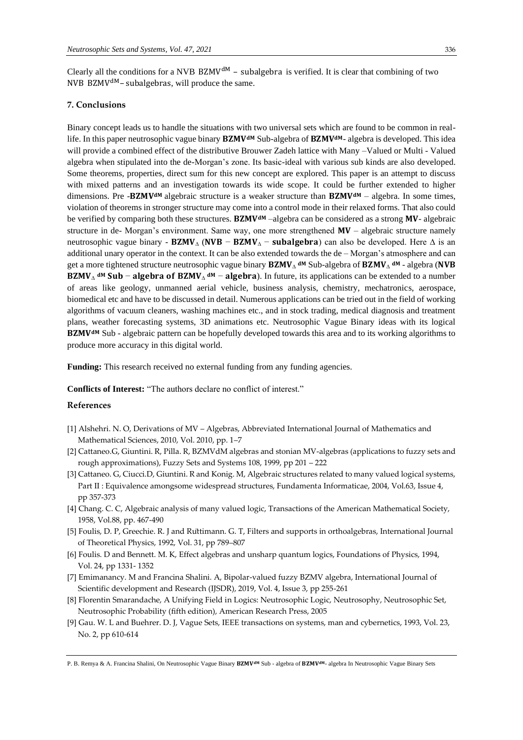Clearly all the conditions for a NVB $\mathrm{BZMV}^{\mathrm{dM}}$ – subalgebra is verified. It is clear that combining of two NVB $\mathrm{BZMV}^{\mathrm{dM}}$– subalgebras, will produce the same.

## 7. Conclusions

Binary concept leads us to handle the situations with two universal sets which are found to be common in real-life. In this paper neutrosophic vague binary $\mathbf{BZMV^{dM}}$ Sub-algebra of $\mathbf{BZMV^{dM}}$- algebra is developed. This idea will provide a combined effect of the distributive Brouwer Zadeh lattice with Many –Valued or Multi - Valued algebra when stipulated into the de-Morgan's zone. Its basic-ideal with various sub kinds are also developed. Some theorems, properties, direct sum for this new concept are explored. This paper is an attempt to discuss with mixed patterns and an investigation towards its wide scope. It could be further extended to higher dimensions. Pre -$\mathbf{BZMV^{dM}}$ algebraic structure is a weaker structure than $\mathbf{BZMV^{dM}}$ – algebra. In some times, violation of theorems in stronger structure may come into a control mode in their relaxed forms. That also could be verified by comparing both these structures. $\mathbf{BZMV^{dM}}$ –algebra can be considered as a strong **MV**- algebraic structure in de- Morgan's environment. Same way, one more strengthened **MV** – algebraic structure namely neutrosophic vague binary - $\mathbf{BZMV_{\Delta}}$ ($\mathbf{NVB - BZMV_{\Delta} - subalgebra}$) can also be developed. Here $\Delta$ is an additional unary operator in the context. It can be also extended towards the de – Morgan's atmosphere and can get a more tightened structure neutrosophic vague binary $\mathbf{BZMV_{\Delta}{}^{dM}}$ Sub-algebra of $\mathbf{BZMV_{\Delta}{}^{dM}}$ - algebra ($\mathbf{NVB\ BZMV_{\Delta}{}^{dM}\ Sub - algebra\ of\ BZMV_{\Delta}{}^{dM} - algebra}$). In future, its applications can be extended to a number of areas like geology, unmanned aerial vehicle, business analysis, chemistry, mechatronics, aerospace, biomedical etc and have to be discussed in detail. Numerous applications can be tried out in the field of working algorithms of vacuum cleaners, washing machines etc., and in stock trading, medical diagnosis and treatment plans, weather forecasting systems, 3D animations etc. Neutrosophic Vague Binary ideas with its logical $\mathbf{BZMV^{dM}}$ Sub - algebraic pattern can be hopefully developed towards this area and to its working algorithms to produce more accuracy in this digital world.

**Funding:** This research received no external funding from any funding agencies.

**Conflicts of Interest:** "The authors declare no conflict of interest."

## References

[1] Alshehri. N. O, Derivations of MV – Algebras, Abbreviated International Journal of Mathematics and Mathematical Sciences, 2010, Vol. 2010, pp. 1–7

[2] Cattaneo.G, Giuntini. R, Pilla. R, BZMVdM algebras and stonian MV-algebras (applications to fuzzy sets and rough approximations), Fuzzy Sets and Systems 108, 1999, pp 201 – 222

[3] Cattaneo. G, Ciucci.D, Giuntini. R and Konig. M, Algebraic structures related to many valued logical systems, Part II : Equivalence amongsome widespread structures, Fundamenta Informaticae, 2004, Vol.63, Issue 4, pp 357-373

[4] Chang. C. C, Algebraic analysis of many valued logic, Transactions of the American Mathematical Society, 1958, Vol.88, pp. 467-490

[5] Foulis, D. P, Greechie. R. J and Rüttimann. G. T, Filters and supports in orthoalgebras, International Journal of Theoretical Physics, 1992, Vol. 31, pp 789–807

[6] Foulis. D and Bennett. M. K, Effect algebras and unsharp quantum logics, Foundations of Physics, 1994, Vol. 24, pp 1331- 1352

[7] Emimanancy. M and Francina Shalini. A, Bipolar-valued fuzzy BZMV algebra, International Journal of Scientific development and Research (IJSDR), 2019, Vol. 4, Issue 3, pp 255-261

[8] Florentin Smarandache, A Unifying Field in Logics: Neutrosophic Logic, Neutrosophy, Neutrosophic Set, Neutrosophic Probability (fifth edition), American Research Press, 2005

[9] Gau. W. L and Buehrer. D. J, Vague Sets, IEEE transactions on systems, man and cybernetics, 1993, Vol. 23, No. 2, pp 610-614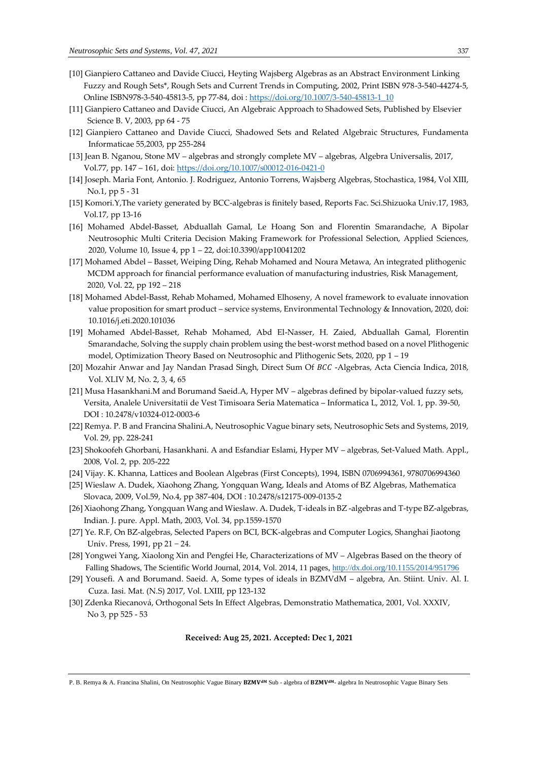[10] Gianpiero Cattaneo and Davide Ciucci, Heyting Wajsberg Algebras as an Abstract Environment Linking Fuzzy and Rough Sets*, Rough Sets and Current Trends in Computing, 2002, Print ISBN 978-3-540-44274-5, Online ISBN978-3-540-45813-5, pp 77-84, doi : https://doi.org/10.1007/3-540-45813-1_10

[11] Gianpiero Cattaneo and Davide Ciucci, An Algebraic Approach to Shadowed Sets, Published by Elsevier Science B. V, 2003, pp 64 - 75

[12] Gianpiero Cattaneo and Davide Ciucci, Shadowed Sets and Related Algebraic Structures, Fundamenta Informaticae 55,2003, pp 255-284

[13] Jean B. Nganou, Stone MV – algebras and strongly complete MV – algebras, Algebra Universalis, 2017, Vol.77, pp. 147 – 161, doi: https://doi.org/10.1007/s00012-016-0421-0

[14] Joseph. Maria Font, Antonio. J. Rodriguez, Antonio Torrens, Wajsberg Algebras, Stochastica, 1984, Vol XIII, No.1, pp 5 - 31

[15] Komori.Y,The variety generated by BCC-algebras is finitely based, Reports Fac. Sci.Shizuoka Univ.17, 1983, Vol.17, pp 13-16

[16] Mohamed Abdel-Basset, Abduallah Gamal, Le Hoang Son and Florentin Smarandache, A Bipolar Neutrosophic Multi Criteria Decision Making Framework for Professional Selection, Applied Sciences, 2020, Volume 10, Issue 4, pp 1 – 22, doi:10.3390/app10041202

[17] Mohamed Abdel – Basset, Weiping Ding, Rehab Mohamed and Noura Metawa, An integrated plithogenic MCDM approach for financial performance evaluation of manufacturing industries, Risk Management, 2020, Vol. 22, pp 192 – 218

[18] Mohamed Abdel-Basst, Rehab Mohamed, Mohamed Elhoseny, A novel framework to evaluate innovation value proposition for smart product – service systems, Environmental Technology & Innovation, 2020, doi: 10.1016/j.eti.2020.101036

[19] Mohamed Abdel-Basset, Rehab Mohamed, Abd El-Nasser, H. Zaied, Abduallah Gamal, Florentin Smarandache, Solving the supply chain problem using the best-worst method based on a novel Plithogenic model, Optimization Theory Based on Neutrosophic and Plithogenic Sets, 2020, pp 1 – 19

[20] Mozahir Anwar and Jay Nandan Prasad Singh, Direct Sum Of $BCC$ -Algebras, Acta Ciencia Indica, 2018, Vol. XLIV M, No. 2, 3, 4, 65

[21] Musa Hasankhani.M and Borumand Saeid.A, Hyper MV – algebras defined by bipolar-valued fuzzy sets, Versita, Analele Universitatii de Vest Timisoara Seria Matematica – Informatica L, 2012, Vol. 1, pp. 39-50, DOI : 10.2478/v10324-012-0003-6

[22] Remya. P. B and Francina Shalini.A, Neutrosophic Vague binary sets, Neutrosophic Sets and Systems, 2019, Vol. 29, pp. 228-241

[23] Shokoofeh Ghorbani, Hasankhani. A and Esfandiar Eslami, Hyper MV – algebras, Set-Valued Math. Appl., 2008, Vol. 2, pp. 205-222

[24] Vijay. K. Khanna, Lattices and Boolean Algebras (First Concepts), 1994, ISBN 0706994361, 9780706994360

[25] Wieslaw A. Dudek, Xiaohong Zhang, Yongquan Wang, Ideals and Atoms of BZ Algebras, Mathematica Slovaca, 2009, Vol.59, No.4, pp 387-404, DOI : 10.2478/s12175-009-0135-2

[26] Xiaohong Zhang, Yongquan Wang and Wieslaw. A. Dudek, T-ideals in BZ -algebras and T-type BZ-algebras, Indian. J. pure. Appl. Math, 2003, Vol. 34, pp.1559-1570

[27] Ye. R.F, On BZ-algebras, Selected Papers on BCI, BCK-algebras and Computer Logics, Shanghai Jiaotong Univ. Press, 1991, pp 21 − 24.

[28] Yongwei Yang, Xiaolong Xin and Pengfei He, Characterizations of MV – Algebras Based on the theory of Falling Shadows, The Scientific World Journal, 2014, Vol. 2014, 11 pages, http://dx.doi.org/10.1155/2014/951796

[29] Yousefi. A and Borumand. Saeid. A, Some types of ideals in BZMVdM – algebra, An. Stiint. Univ. Al. I. Cuza. Iasi. Mat. (N.S) 2017, Vol. LXIII, pp 123-132

[30] Zdenka Riecanová, Orthogonal Sets In Effect Algebras, Demonstratio Mathematica, 2001, Vol. XXXIV, No 3, pp 525 - 53

**Received: Aug 25, 2021. Accepted: Dec 1, 2021**